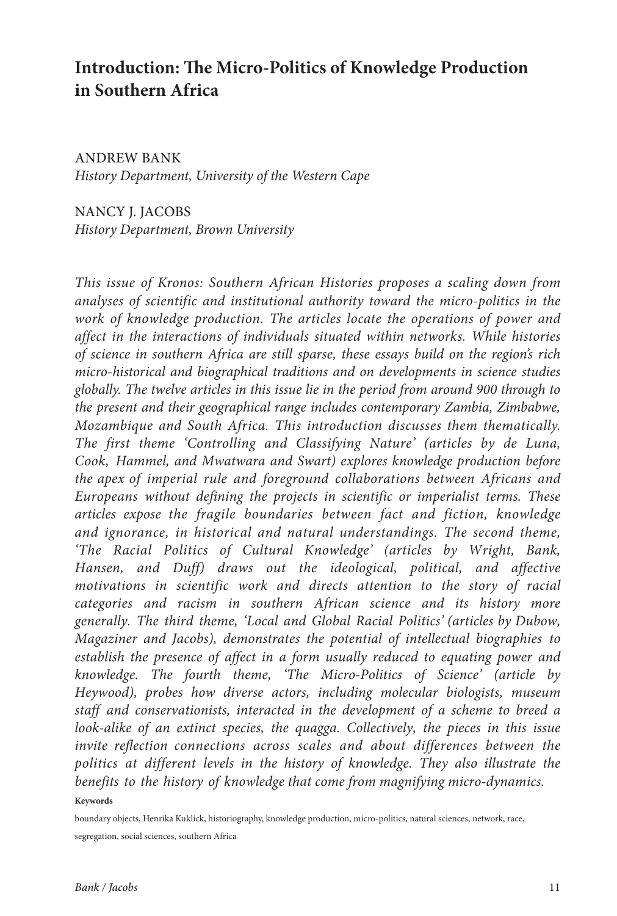# Introduction: The Micro-Politics of Knowledge Production in Southern Africa

ANDREW BANK
*History Department, University of the Western Cape*

NANCY J. JACOBS
*History Department, Brown University*

*This issue of Kronos: Southern African Histories proposes a scaling down from analyses of scientific and institutional authority toward the micro-politics in the work of knowledge production. The articles locate the operations of power and affect in the interactions of individuals situated within networks. While histories of science in southern Africa are still sparse, these essays build on the region's rich micro-historical and biographical traditions and on developments in science studies globally. The twelve articles in this issue lie in the period from around 900 through to the present and their geographical range includes contemporary Zambia, Zimbabwe, Mozambique and South Africa. This introduction discusses them thematically. The first theme 'Controlling and Classifying Nature' (articles by de Luna, Cook, Hammel, and Mwatwara and Swart) explores knowledge production before the apex of imperial rule and foreground collaborations between Africans and Europeans without defining the projects in scientific or imperialist terms. These articles expose the fragile boundaries between fact and fiction, knowledge and ignorance, in historical and natural understandings. The second theme, 'The Racial Politics of Cultural Knowledge' (articles by Wright, Bank, Hansen, and Duff) draws out the ideological, political, and affective motivations in scientific work and directs attention to the story of racial categories and racism in southern African science and its history more generally. The third theme, 'Local and Global Racial Politics' (articles by Dubow, Magaziner and Jacobs), demonstrates the potential of intellectual biographies to establish the presence of affect in a form usually reduced to equating power and knowledge. The fourth theme, 'The Micro-Politics of Science' (article by Heywood), probes how diverse actors, including molecular biologists, museum staff and conservationists, interacted in the development of a scheme to breed a look-alike of an extinct species, the quagga. Collectively, the pieces in this issue invite reflection connections across scales and about differences between the politics at different levels in the history of knowledge. They also illustrate the benefits to the history of knowledge that come from magnifying micro-dynamics.*

**Keywords**

boundary objects, Henrika Kuklick, historiography, knowledge production, micro-politics, natural sciences, network, race, segregation, social sciences, southern Africa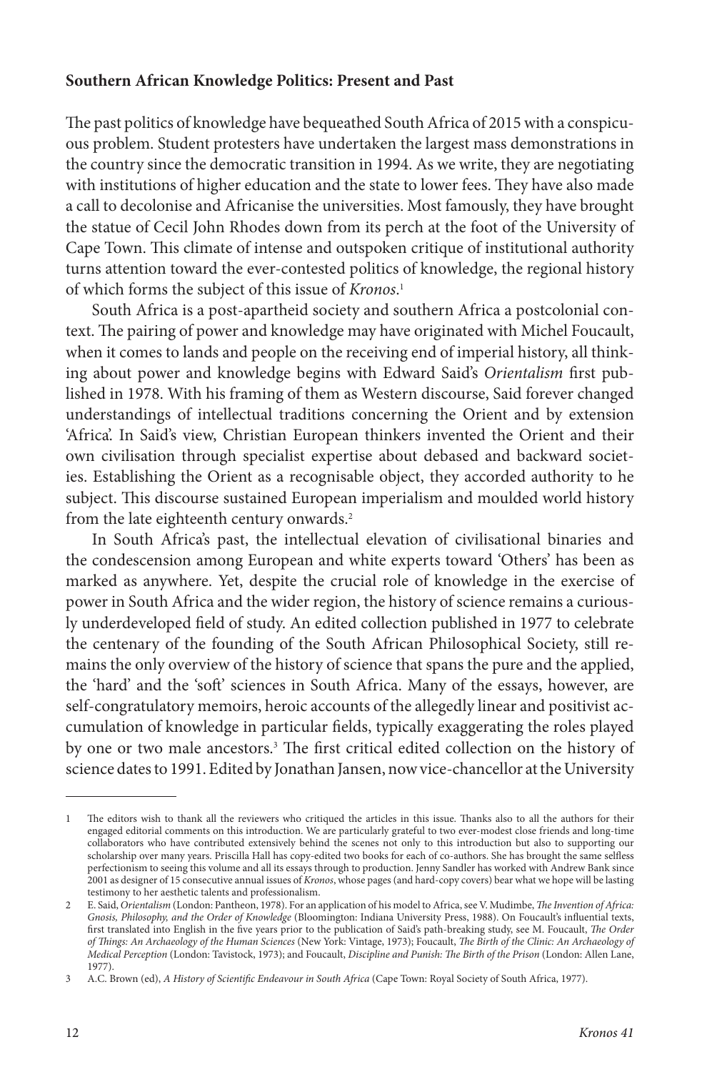**Southern African Knowledge Politics: Present and Past**

The past politics of knowledge have bequeathed South Africa of 2015 with a conspicuous problem. Student protesters have undertaken the largest mass demonstrations in the country since the democratic transition in 1994. As we write, they are negotiating with institutions of higher education and the state to lower fees. They have also made a call to decolonise and Africanise the universities. Most famously, they have brought the statue of Cecil John Rhodes down from its perch at the foot of the University of Cape Town. This climate of intense and outspoken critique of institutional authority turns attention toward the ever-contested politics of knowledge, the regional history of which forms the subject of this issue of *Kronos*.[1]

South Africa is a post-apartheid society and southern Africa a postcolonial context. The pairing of power and knowledge may have originated with Michel Foucault, when it comes to lands and people on the receiving end of imperial history, all thinking about power and knowledge begins with Edward Said's *Orientalism* first published in 1978. With his framing of them as Western discourse, Said forever changed understandings of intellectual traditions concerning the Orient and by extension 'Africa'. In Said's view, Christian European thinkers invented the Orient and their own civilisation through specialist expertise about debased and backward societies. Establishing the Orient as a recognisable object, they accorded authority to he subject. This discourse sustained European imperialism and moulded world history from the late eighteenth century onwards.[2]

In South Africa's past, the intellectual elevation of civilisational binaries and the condescension among European and white experts toward 'Others' has been as marked as anywhere. Yet, despite the crucial role of knowledge in the exercise of power in South Africa and the wider region, the history of science remains a curiously underdeveloped field of study. An edited collection published in 1977 to celebrate the centenary of the founding of the South African Philosophical Society, still remains the only overview of the history of science that spans the pure and the applied, the 'hard' and the 'soft' sciences in South Africa. Many of the essays, however, are self-congratulatory memoirs, heroic accounts of the allegedly linear and positivist accumulation of knowledge in particular fields, typically exaggerating the roles played by one or two male ancestors.[3] The first critical edited collection on the history of science dates to 1991. Edited by Jonathan Jansen, now vice-chancellor at the University

---

1 The editors wish to thank all the reviewers who critiqued the articles in this issue. Thanks also to all the authors for their engaged editorial comments on this introduction. We are particularly grateful to two ever-modest close friends and long-time collaborators who have contributed extensively behind the scenes not only to this introduction but also to supporting our scholarship over many years. Priscilla Hall has copy-edited two books for each of co-authors. She has brought the same selfless perfectionism to seeing this volume and all its essays through to production. Jenny Sandler has worked with Andrew Bank since 2001 as designer of 15 consecutive annual issues of *Kronos*, whose pages (and hard-copy covers) bear what we hope will be lasting testimony to her aesthetic talents and professionalism.

2 E. Said, *Orientalism* (London: Pantheon, 1978). For an application of his model to Africa, see V. Mudimbe, *The Invention of Africa: Gnosis, Philosophy, and the Order of Knowledge* (Bloomington: Indiana University Press, 1988). On Foucault's influential texts, first translated into English in the five years prior to the publication of Said's path-breaking study, see M. Foucault, *The Order of Things: An Archaeology of the Human Sciences* (New York: Vintage, 1973); Foucault, *The Birth of the Clinic: An Archaeology of Medical Perception* (London: Tavistock, 1973); and Foucault, *Discipline and Punish: The Birth of the Prison* (London: Allen Lane, 1977).

3 A.C. Brown (ed), *A History of Scientific Endeavour in South Africa* (Cape Town: Royal Society of South Africa, 1977).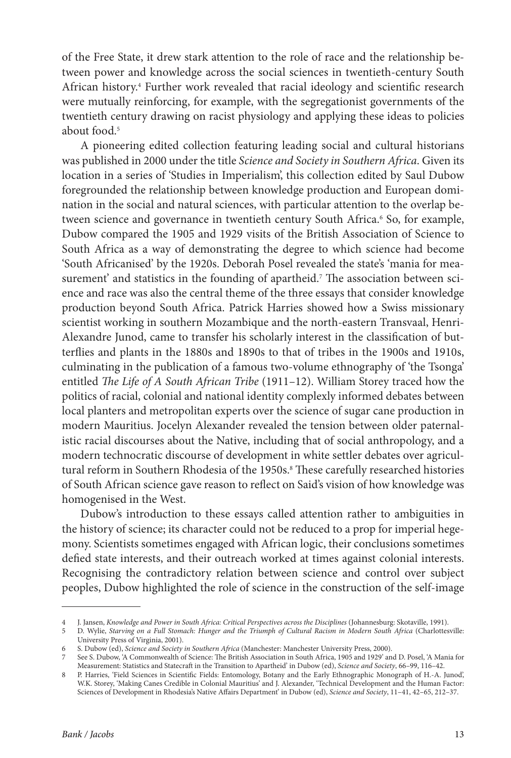of the Free State, it drew stark attention to the role of race and the relationship between power and knowledge across the social sciences in twentieth-century South African history.[4] Further work revealed that racial ideology and scientific research were mutually reinforcing, for example, with the segregationist governments of the twentieth century drawing on racist physiology and applying these ideas to policies about food.[5]

A pioneering edited collection featuring leading social and cultural historians was published in 2000 under the title *Science and Society in Southern Africa*. Given its location in a series of 'Studies in Imperialism', this collection edited by Saul Dubow foregrounded the relationship between knowledge production and European domination in the social and natural sciences, with particular attention to the overlap between science and governance in twentieth century South Africa.[6] So, for example, Dubow compared the 1905 and 1929 visits of the British Association of Science to South Africa as a way of demonstrating the degree to which science had become 'South Africanised' by the 1920s. Deborah Posel revealed the state's 'mania for measurement' and statistics in the founding of apartheid.[7] The association between science and race was also the central theme of the three essays that consider knowledge production beyond South Africa. Patrick Harries showed how a Swiss missionary scientist working in southern Mozambique and the north-eastern Transvaal, Henri-Alexandre Junod, came to transfer his scholarly interest in the classification of butterflies and plants in the 1880s and 1890s to that of tribes in the 1900s and 1910s, culminating in the publication of a famous two-volume ethnography of 'the Tsonga' entitled *The Life of A South African Tribe* (1911–12). William Storey traced how the politics of racial, colonial and national identity complexly informed debates between local planters and metropolitan experts over the science of sugar cane production in modern Mauritius. Jocelyn Alexander revealed the tension between older paternalistic racial discourses about the Native, including that of social anthropology, and a modern technocratic discourse of development in white settler debates over agricultural reform in Southern Rhodesia of the 1950s.[8] These carefully researched histories of South African science gave reason to reflect on Said's vision of how knowledge was homogenised in the West.

Dubow's introduction to these essays called attention rather to ambiguities in the history of science; its character could not be reduced to a prop for imperial hegemony. Scientists sometimes engaged with African logic, their conclusions sometimes defied state interests, and their outreach worked at times against colonial interests. Recognising the contradictory relation between science and control over subject peoples, Dubow highlighted the role of science in the construction of the self-image

---

4 J. Jansen, *Knowledge and Power in South Africa: Critical Perspectives across the Disciplines* (Johannesburg: Skotaville, 1991).

5 D. Wylie, *Starving on a Full Stomach: Hunger and the Triumph of Cultural Racism in Modern South Africa* (Charlottesville: University Press of Virginia, 2001).

6 S. Dubow (ed), *Science and Society in Southern Africa* (Manchester: Manchester University Press, 2000).

7 See S. Dubow, 'A Commonwealth of Science: The British Association in South Africa, 1905 and 1929' and D. Posel, 'A Mania for Measurement: Statistics and Statecraft in the Transition to Apartheid' in Dubow (ed), *Science and Society*, 66–99, 116–42.

8 P. Harries, 'Field Sciences in Scientific Fields: Entomology, Botany and the Early Ethnographic Monograph of H.-A. Junod', W.K. Storey, 'Making Canes Credible in Colonial Mauritius' and J. Alexander, 'Technical Development and the Human Factor: Sciences of Development in Rhodesia's Native Affairs Department' in Dubow (ed), *Science and Society*, 11–41, 42–65, 212–37.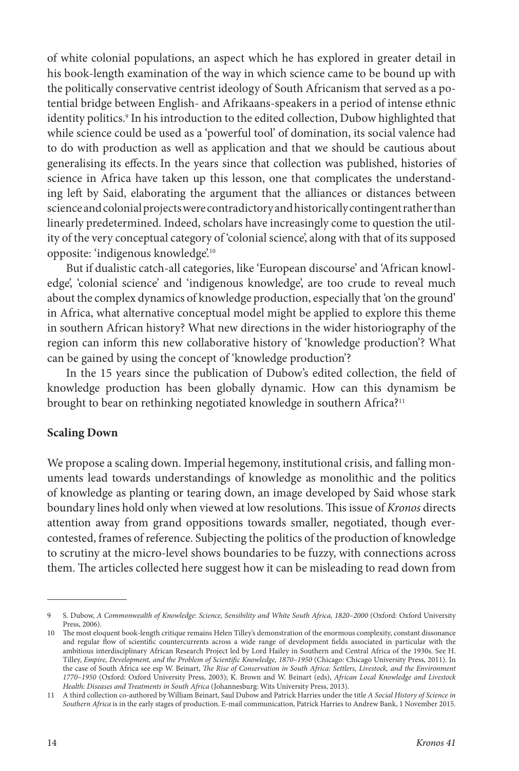of white colonial populations, an aspect which he has explored in greater detail in his book-length examination of the way in which science came to be bound up with the politically conservative centrist ideology of South Africanism that served as a potential bridge between English- and Afrikaans-speakers in a period of intense ethnic identity politics.[9] In his introduction to the edited collection, Dubow highlighted that while science could be used as a 'powerful tool' of domination, its social valence had to do with production as well as application and that we should be cautious about generalising its effects. In the years since that collection was published, histories of science in Africa have taken up this lesson, one that complicates the understanding left by Said, elaborating the argument that the alliances or distances between science and colonial projects were contradictory and historically contingent rather than linearly predetermined. Indeed, scholars have increasingly come to question the utility of the very conceptual category of 'colonial science', along with that of its supposed opposite: 'indigenous knowledge'.[10]

But if dualistic catch-all categories, like 'European discourse' and 'African knowledge', 'colonial science' and 'indigenous knowledge', are too crude to reveal much about the complex dynamics of knowledge production, especially that 'on the ground' in Africa, what alternative conceptual model might be applied to explore this theme in southern African history? What new directions in the wider historiography of the region can inform this new collaborative history of 'knowledge production'? What can be gained by using the concept of 'knowledge production'?

In the 15 years since the publication of Dubow's edited collection, the field of knowledge production has been globally dynamic. How can this dynamism be brought to bear on rethinking negotiated knowledge in southern Africa?[11]

**Scaling Down**

We propose a scaling down. Imperial hegemony, institutional crisis, and falling monuments lead towards understandings of knowledge as monolithic and the politics of knowledge as planting or tearing down, an image developed by Said whose stark boundary lines hold only when viewed at low resolutions. This issue of *Kronos* directs attention away from grand oppositions towards smaller, negotiated, though ever-contested, frames of reference. Subjecting the politics of the production of knowledge to scrutiny at the micro-level shows boundaries to be fuzzy, with connections across them. The articles collected here suggest how it can be misleading to read down from

---

9 S. Dubow, *A Commonwealth of Knowledge: Science, Sensibility and White South Africa, 1820–2000* (Oxford: Oxford University Press, 2006).

10 The most eloquent book-length critique remains Helen Tilley's demonstration of the enormous complexity, constant dissonance and regular flow of scientific countercurrents across a wide range of development fields associated in particular with the ambitious interdisciplinary African Research Project led by Lord Hailey in Southern and Central Africa of the 1930s. See H. Tilley, *Empire, Development, and the Problem of Scientific Knowledge, 1870–1950* (Chicago: Chicago University Press, 2011). In the case of South Africa see esp W. Beinart, *The Rise of Conservation in South Africa: Settlers, Livestock, and the Environment 1770–1950* (Oxford: Oxford University Press, 2003); K. Brown and W. Beinart (eds), *African Local Knowledge and Livestock Health: Diseases and Treatments in South Africa* (Johannesburg: Wits University Press, 2013).

11 A third collection co-authored by William Beinart, Saul Dubow and Patrick Harries under the title *A Social History of Science in Southern Africa* is in the early stages of production. E-mail communication, Patrick Harries to Andrew Bank, 1 November 2015.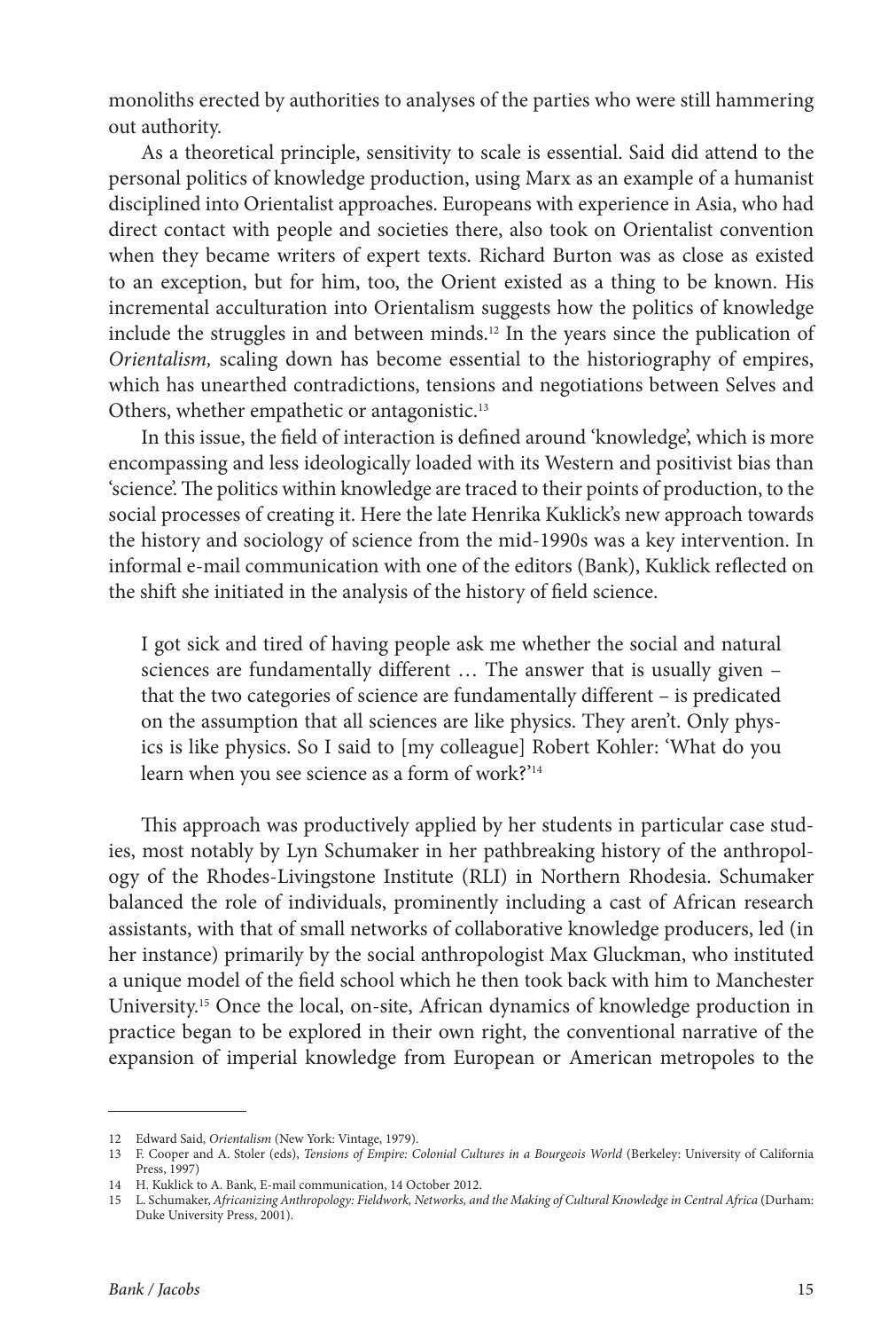monoliths erected by authorities to analyses of the parties who were still hammering out authority.

As a theoretical principle, sensitivity to scale is essential. Said did attend to the personal politics of knowledge production, using Marx as an example of a humanist disciplined into Orientalist approaches. Europeans with experience in Asia, who had direct contact with people and societies there, also took on Orientalist convention when they became writers of expert texts. Richard Burton was as close as existed to an exception, but for him, too, the Orient existed as a thing to be known. His incremental acculturation into Orientalism suggests how the politics of knowledge include the struggles in and between minds.[12] In the years since the publication of *Orientalism,* scaling down has become essential to the historiography of empires, which has unearthed contradictions, tensions and negotiations between Selves and Others, whether empathetic or antagonistic.[13]

In this issue, the field of interaction is defined around 'knowledge', which is more encompassing and less ideologically loaded with its Western and positivist bias than 'science'. The politics within knowledge are traced to their points of production, to the social processes of creating it. Here the late Henrika Kuklick's new approach towards the history and sociology of science from the mid-1990s was a key intervention. In informal e-mail communication with one of the editors (Bank), Kuklick reflected on the shift she initiated in the analysis of the history of field science.

> I got sick and tired of having people ask me whether the social and natural sciences are fundamentally different … The answer that is usually given – that the two categories of science are fundamentally different – is predicated on the assumption that all sciences are like physics. They aren't. Only physics is like physics. So I said to [my colleague] Robert Kohler: 'What do you learn when you see science as a form of work?'[14]

This approach was productively applied by her students in particular case studies, most notably by Lyn Schumaker in her pathbreaking history of the anthropology of the Rhodes-Livingstone Institute (RLI) in Northern Rhodesia. Schumaker balanced the role of individuals, prominently including a cast of African research assistants, with that of small networks of collaborative knowledge producers, led (in her instance) primarily by the social anthropologist Max Gluckman, who instituted a unique model of the field school which he then took back with him to Manchester University.[15] Once the local, on-site, African dynamics of knowledge production in practice began to be explored in their own right, the conventional narrative of the expansion of imperial knowledge from European or American metropoles to the

---

12 Edward Said, *Orientalism* (New York: Vintage, 1979).

13 F. Cooper and A. Stoler (eds), *Tensions of Empire: Colonial Cultures in a Bourgeois World* (Berkeley: University of California Press, 1997)

14 H. Kuklick to A. Bank, E-mail communication, 14 October 2012.

15 L. Schumaker, *Africanizing Anthropology: Fieldwork, Networks, and the Making of Cultural Knowledge in Central Africa* (Durham: Duke University Press, 2001).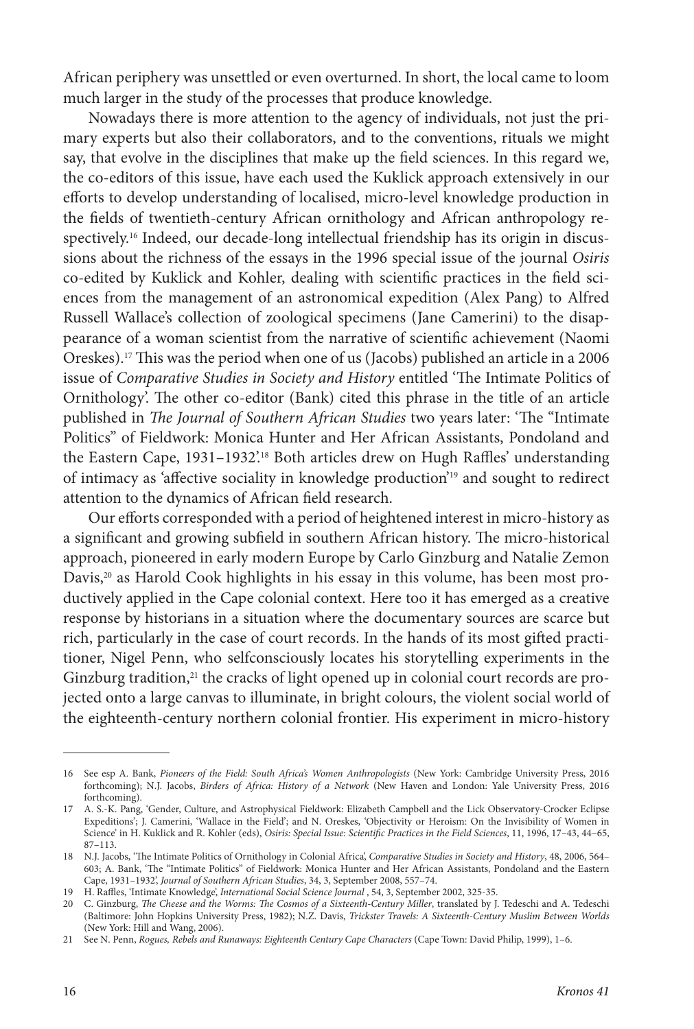African periphery was unsettled or even overturned. In short, the local came to loom much larger in the study of the processes that produce knowledge.

Nowadays there is more attention to the agency of individuals, not just the primary experts but also their collaborators, and to the conventions, rituals we might say, that evolve in the disciplines that make up the field sciences. In this regard we, the co-editors of this issue, have each used the Kuklick approach extensively in our efforts to develop understanding of localised, micro-level knowledge production in the fields of twentieth-century African ornithology and African anthropology respectively.[16] Indeed, our decade-long intellectual friendship has its origin in discussions about the richness of the essays in the 1996 special issue of the journal *Osiris* co-edited by Kuklick and Kohler, dealing with scientific practices in the field sciences from the management of an astronomical expedition (Alex Pang) to Alfred Russell Wallace's collection of zoological specimens (Jane Camerini) to the disappearance of a woman scientist from the narrative of scientific achievement (Naomi Oreskes).[17] This was the period when one of us (Jacobs) published an article in a 2006 issue of *Comparative Studies in Society and History* entitled 'The Intimate Politics of Ornithology'. The other co-editor (Bank) cited this phrase in the title of an article published in *The Journal of Southern African Studies* two years later: 'The "Intimate Politics" of Fieldwork: Monica Hunter and Her African Assistants, Pondoland and the Eastern Cape, 1931–1932'.[18] Both articles drew on Hugh Raffles' understanding of intimacy as 'affective sociality in knowledge production'[19] and sought to redirect attention to the dynamics of African field research.

Our efforts corresponded with a period of heightened interest in micro-history as a significant and growing subfield in southern African history. The micro-historical approach, pioneered in early modern Europe by Carlo Ginzburg and Natalie Zemon Davis,[20] as Harold Cook highlights in his essay in this volume, has been most productively applied in the Cape colonial context. Here too it has emerged as a creative response by historians in a situation where the documentary sources are scarce but rich, particularly in the case of court records. In the hands of its most gifted practitioner, Nigel Penn, who selfconsciously locates his storytelling experiments in the Ginzburg tradition,[21] the cracks of light opened up in colonial court records are projected onto a large canvas to illuminate, in bright colours, the violent social world of the eighteenth-century northern colonial frontier. His experiment in micro-history

---

16 See esp A. Bank, *Pioneers of the Field: South Africa's Women Anthropologists* (New York: Cambridge University Press, 2016 forthcoming); N.J. Jacobs, *Birders of Africa: History of a Network* (New Haven and London: Yale University Press, 2016 forthcoming).

17 A. S.-K. Pang, 'Gender, Culture, and Astrophysical Fieldwork: Elizabeth Campbell and the Lick Observatory-Crocker Eclipse Expeditions'; J. Camerini, 'Wallace in the Field'; and N. Oreskes, 'Objectivity or Heroism: On the Invisibility of Women in Science' in H. Kuklick and R. Kohler (eds), *Osiris: Special Issue: Scientific Practices in the Field Sciences*, 11, 1996, 17–43, 44–65, 87–113.

18 N.J. Jacobs, 'The Intimate Politics of Ornithology in Colonial Africa', *Comparative Studies in Society and History*, 48, 2006, 564–603; A. Bank, 'The "Intimate Politics" of Fieldwork: Monica Hunter and Her African Assistants, Pondoland and the Eastern Cape, 1931–1932', *Journal of Southern African Studies*, 34, 3, September 2008, 557–74.

19 H. Raffles, 'Intimate Knowledge', *International Social Science Journal* , 54, 3, September 2002, 325-35.

20 C. Ginzburg, *The Cheese and the Worms: The Cosmos of a Sixteenth-Century Miller*, translated by J. Tedeschi and A. Tedeschi (Baltimore: John Hopkins University Press, 1982); N.Z. Davis, *Trickster Travels: A Sixteenth-Century Muslim Between Worlds* (New York: Hill and Wang, 2006).

21 See N. Penn, *Rogues, Rebels and Runaways: Eighteenth Century Cape Characters* (Cape Town: David Philip, 1999), 1–6.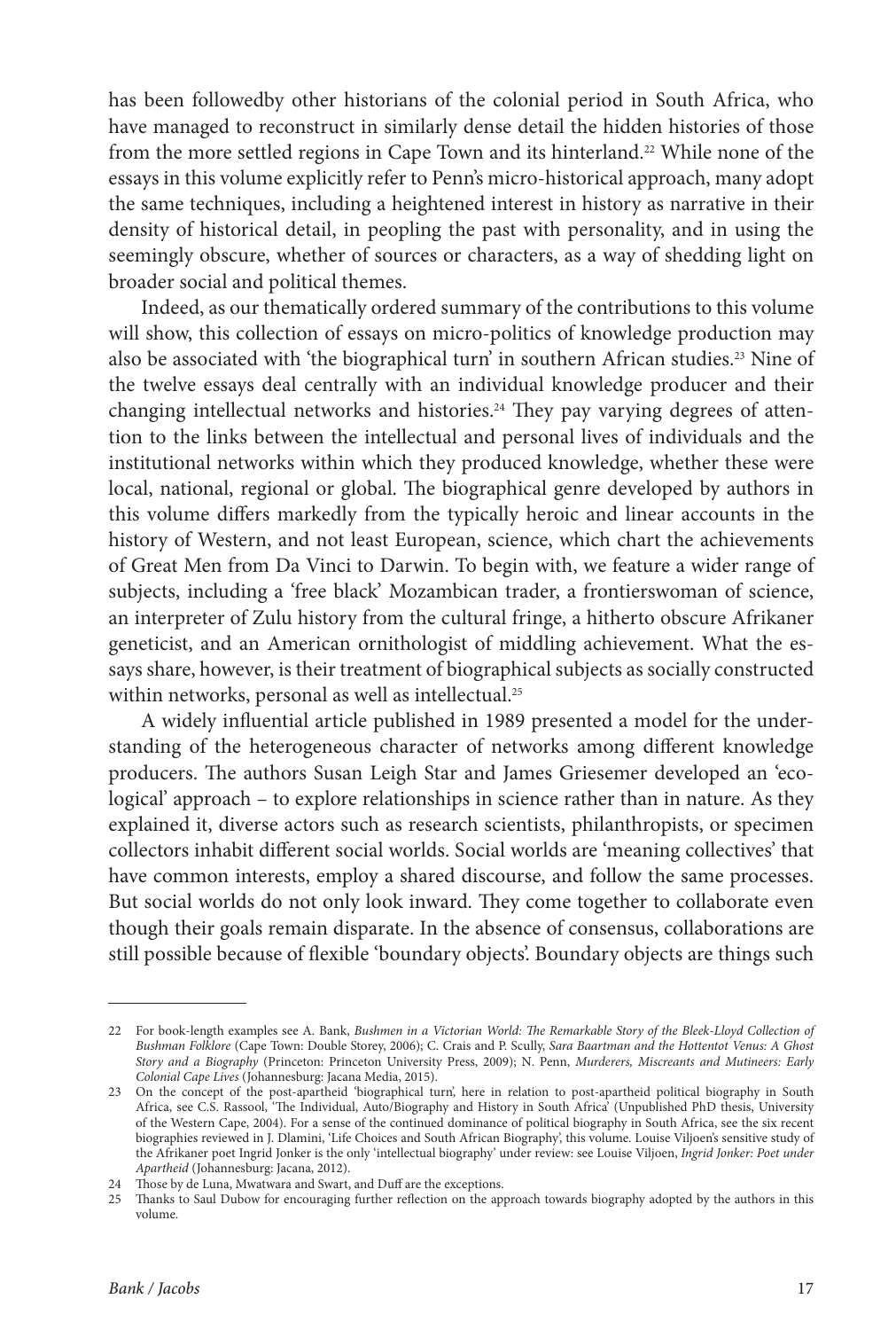has been followedby other historians of the colonial period in South Africa, who have managed to reconstruct in similarly dense detail the hidden histories of those from the more settled regions in Cape Town and its hinterland.[22] While none of the essays in this volume explicitly refer to Penn's micro-historical approach, many adopt the same techniques, including a heightened interest in history as narrative in their density of historical detail, in peopling the past with personality, and in using the seemingly obscure, whether of sources or characters, as a way of shedding light on broader social and political themes.

Indeed, as our thematically ordered summary of the contributions to this volume will show, this collection of essays on micro-politics of knowledge production may also be associated with 'the biographical turn' in southern African studies.[23] Nine of the twelve essays deal centrally with an individual knowledge producer and their changing intellectual networks and histories.[24] They pay varying degrees of attention to the links between the intellectual and personal lives of individuals and the institutional networks within which they produced knowledge, whether these were local, national, regional or global. The biographical genre developed by authors in this volume differs markedly from the typically heroic and linear accounts in the history of Western, and not least European, science, which chart the achievements of Great Men from Da Vinci to Darwin. To begin with, we feature a wider range of subjects, including a 'free black' Mozambican trader, a frontierswoman of science, an interpreter of Zulu history from the cultural fringe, a hitherto obscure Afrikaner geneticist, and an American ornithologist of middling achievement. What the essays share, however, is their treatment of biographical subjects as socially constructed within networks, personal as well as intellectual.[25]

A widely influential article published in 1989 presented a model for the understanding of the heterogeneous character of networks among different knowledge producers. The authors Susan Leigh Star and James Griesemer developed an 'ecological' approach – to explore relationships in science rather than in nature. As they explained it, diverse actors such as research scientists, philanthropists, or specimen collectors inhabit different social worlds. Social worlds are 'meaning collectives' that have common interests, employ a shared discourse, and follow the same processes. But social worlds do not only look inward. They come together to collaborate even though their goals remain disparate. In the absence of consensus, collaborations are still possible because of flexible 'boundary objects'. Boundary objects are things such

---

22 For book-length examples see A. Bank, *Bushmen in a Victorian World: The Remarkable Story of the Bleek-Lloyd Collection of Bushman Folklore* (Cape Town: Double Storey, 2006); C. Crais and P. Scully, *Sara Baartman and the Hottentot Venus: A Ghost Story and a Biography* (Princeton: Princeton University Press, 2009); N. Penn, *Murderers, Miscreants and Mutineers: Early Colonial Cape Lives* (Johannesburg: Jacana Media, 2015).

23 On the concept of the post-apartheid 'biographical turn', here in relation to post-apartheid political biography in South Africa, see C.S. Rassool, 'The Individual, Auto/Biography and History in South Africa' (Unpublished PhD thesis, University of the Western Cape, 2004). For a sense of the continued dominance of political biography in South Africa, see the six recent biographies reviewed in J. Dlamini, 'Life Choices and South African Biography', this volume. Louise Viljoen's sensitive study of the Afrikaner poet Ingrid Jonker is the only 'intellectual biography' under review: see Louise Viljoen, *Ingrid Jonker: Poet under Apartheid* (Johannesburg: Jacana, 2012).

24 Those by de Luna, Mwatwara and Swart, and Duff are the exceptions.

25 Thanks to Saul Dubow for encouraging further reflection on the approach towards biography adopted by the authors in this volume.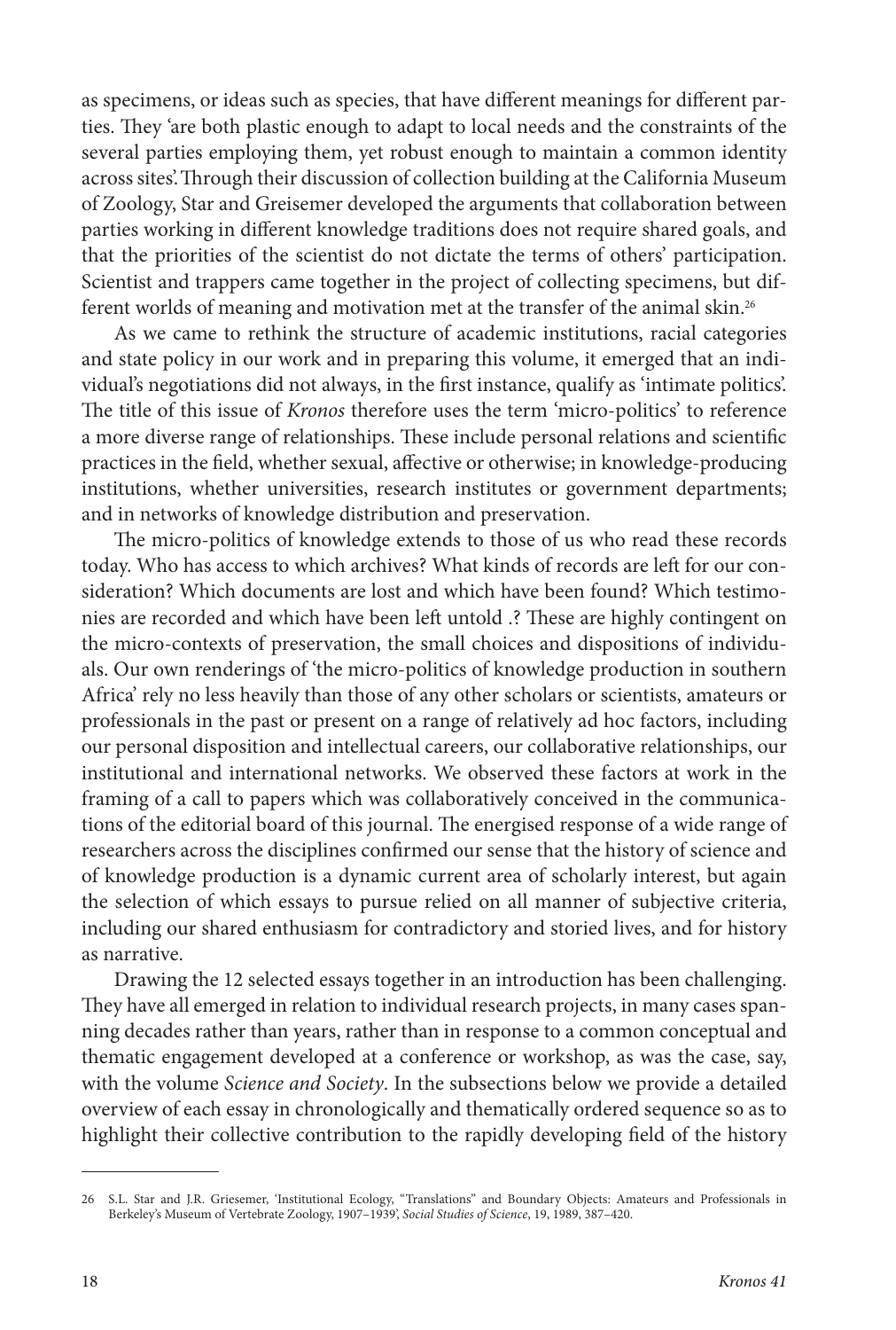as specimens, or ideas such as species, that have different meanings for different parties. They 'are both plastic enough to adapt to local needs and the constraints of the several parties employing them, yet robust enough to maintain a common identity across sites'. Through their discussion of collection building at the California Museum of Zoology, Star and Greisemer developed the arguments that collaboration between parties working in different knowledge traditions does not require shared goals, and that the priorities of the scientist do not dictate the terms of others' participation. Scientist and trappers came together in the project of collecting specimens, but different worlds of meaning and motivation met at the transfer of the animal skin.[26]

As we came to rethink the structure of academic institutions, racial categories and state policy in our work and in preparing this volume, it emerged that an individual's negotiations did not always, in the first instance, qualify as 'intimate politics'. The title of this issue of *Kronos* therefore uses the term 'micro-politics' to reference a more diverse range of relationships. These include personal relations and scientific practices in the field, whether sexual, affective or otherwise; in knowledge-producing institutions, whether universities, research institutes or government departments; and in networks of knowledge distribution and preservation.

The micro-politics of knowledge extends to those of us who read these records today. Who has access to which archives? What kinds of records are left for our consideration? Which documents are lost and which have been found? Which testimonies are recorded and which have been left untold .? These are highly contingent on the micro-contexts of preservation, the small choices and dispositions of individuals. Our own renderings of 'the micro-politics of knowledge production in southern Africa' rely no less heavily than those of any other scholars or scientists, amateurs or professionals in the past or present on a range of relatively ad hoc factors, including our personal disposition and intellectual careers, our collaborative relationships, our institutional and international networks. We observed these factors at work in the framing of a call to papers which was collaboratively conceived in the communications of the editorial board of this journal. The energised response of a wide range of researchers across the disciplines confirmed our sense that the history of science and of knowledge production is a dynamic current area of scholarly interest, but again the selection of which essays to pursue relied on all manner of subjective criteria, including our shared enthusiasm for contradictory and storied lives, and for history as narrative.

Drawing the 12 selected essays together in an introduction has been challenging. They have all emerged in relation to individual research projects, in many cases spanning decades rather than years, rather than in response to a common conceptual and thematic engagement developed at a conference or workshop, as was the case, say, with the volume *Science and Society*. In the subsections below we provide a detailed overview of each essay in chronologically and thematically ordered sequence so as to highlight their collective contribution to the rapidly developing field of the history

---

26 S.L. Star and J.R. Griesemer, 'Institutional Ecology, "Translations" and Boundary Objects: Amateurs and Professionals in Berkeley's Museum of Vertebrate Zoology, 1907–1939', *Social Studies of Science*, 19, 1989, 387–420.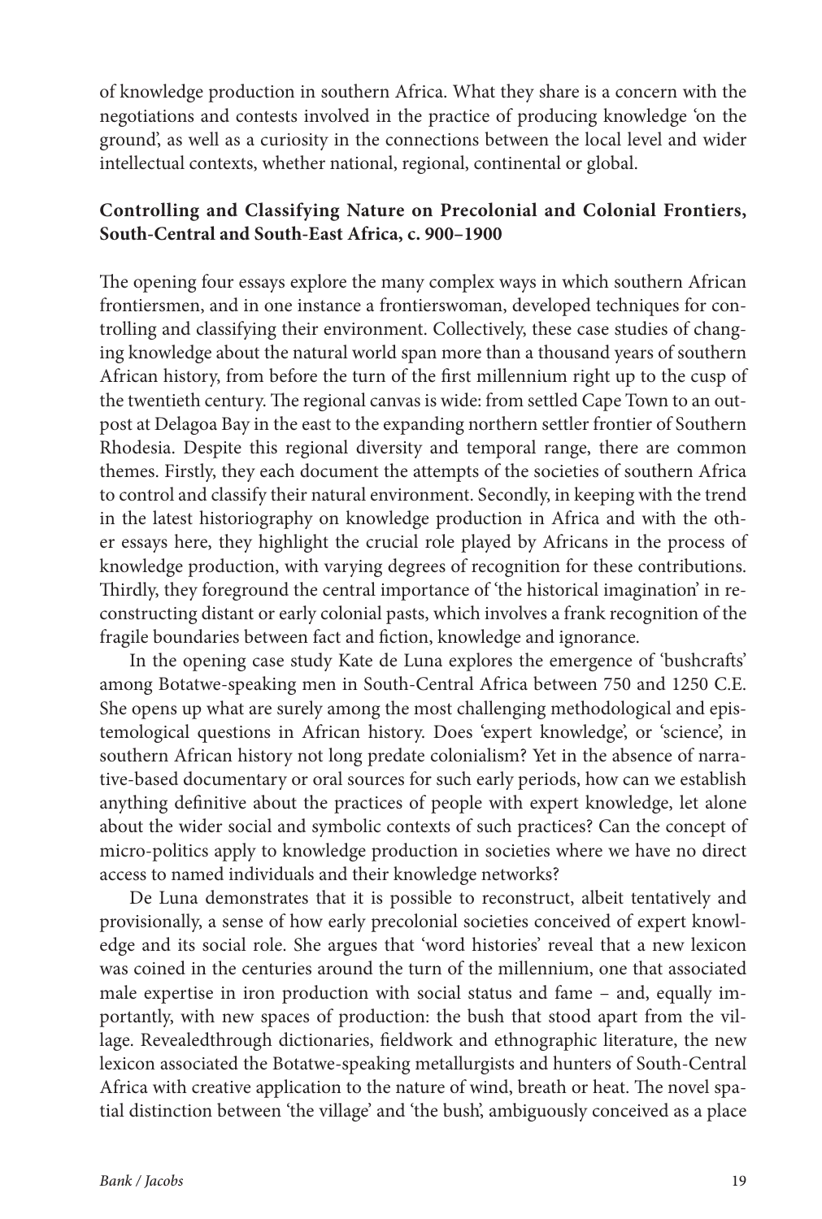of knowledge production in southern Africa. What they share is a concern with the negotiations and contests involved in the practice of producing knowledge 'on the ground', as well as a curiosity in the connections between the local level and wider intellectual contexts, whether national, regional, continental or global.

**Controlling and Classifying Nature on Precolonial and Colonial Frontiers, South-Central and South-East Africa, c. 900–1900**

The opening four essays explore the many complex ways in which southern African frontiersmen, and in one instance a frontierswoman, developed techniques for controlling and classifying their environment. Collectively, these case studies of changing knowledge about the natural world span more than a thousand years of southern African history, from before the turn of the first millennium right up to the cusp of the twentieth century. The regional canvas is wide: from settled Cape Town to an outpost at Delagoa Bay in the east to the expanding northern settler frontier of Southern Rhodesia. Despite this regional diversity and temporal range, there are common themes. Firstly, they each document the attempts of the societies of southern Africa to control and classify their natural environment. Secondly, in keeping with the trend in the latest historiography on knowledge production in Africa and with the other essays here, they highlight the crucial role played by Africans in the process of knowledge production, with varying degrees of recognition for these contributions. Thirdly, they foreground the central importance of 'the historical imagination' in reconstructing distant or early colonial pasts, which involves a frank recognition of the fragile boundaries between fact and fiction, knowledge and ignorance.

In the opening case study Kate de Luna explores the emergence of 'bushcrafts' among Botatwe-speaking men in South-Central Africa between 750 and 1250 C.E. She opens up what are surely among the most challenging methodological and epistemological questions in African history. Does 'expert knowledge', or 'science', in southern African history not long predate colonialism? Yet in the absence of narrative-based documentary or oral sources for such early periods, how can we establish anything definitive about the practices of people with expert knowledge, let alone about the wider social and symbolic contexts of such practices? Can the concept of micro-politics apply to knowledge production in societies where we have no direct access to named individuals and their knowledge networks?

De Luna demonstrates that it is possible to reconstruct, albeit tentatively and provisionally, a sense of how early precolonial societies conceived of expert knowledge and its social role. She argues that 'word histories' reveal that a new lexicon was coined in the centuries around the turn of the millennium, one that associated male expertise in iron production with social status and fame – and, equally importantly, with new spaces of production: the bush that stood apart from the village. Revealedthrough dictionaries, fieldwork and ethnographic literature, the new lexicon associated the Botatwe-speaking metallurgists and hunters of South-Central Africa with creative application to the nature of wind, breath or heat. The novel spatial distinction between 'the village' and 'the bush', ambiguously conceived as a place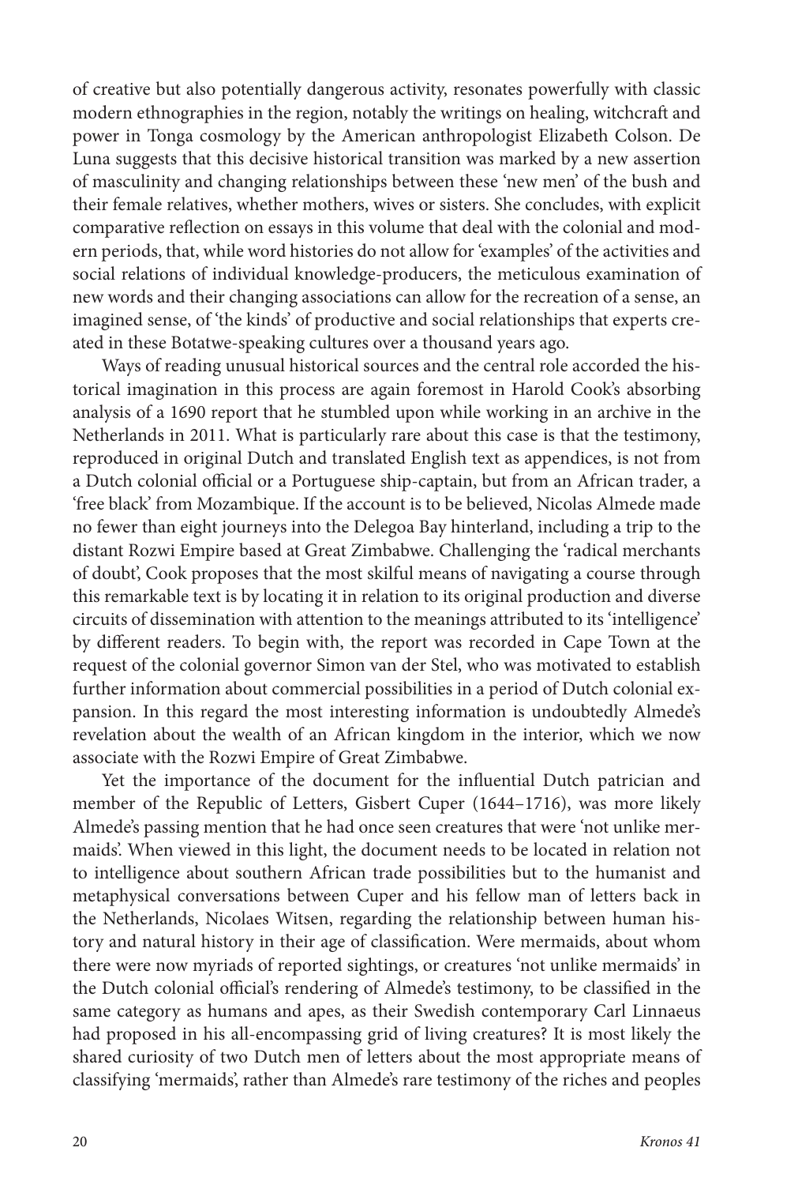of creative but also potentially dangerous activity, resonates powerfully with classic modern ethnographies in the region, notably the writings on healing, witchcraft and power in Tonga cosmology by the American anthropologist Elizabeth Colson. De Luna suggests that this decisive historical transition was marked by a new assertion of masculinity and changing relationships between these 'new men' of the bush and their female relatives, whether mothers, wives or sisters. She concludes, with explicit comparative reflection on essays in this volume that deal with the colonial and modern periods, that, while word histories do not allow for 'examples' of the activities and social relations of individual knowledge-producers, the meticulous examination of new words and their changing associations can allow for the recreation of a sense, an imagined sense, of 'the kinds' of productive and social relationships that experts created in these Botatwe-speaking cultures over a thousand years ago.

Ways of reading unusual historical sources and the central role accorded the historical imagination in this process are again foremost in Harold Cook's absorbing analysis of a 1690 report that he stumbled upon while working in an archive in the Netherlands in 2011. What is particularly rare about this case is that the testimony, reproduced in original Dutch and translated English text as appendices, is not from a Dutch colonial official or a Portuguese ship-captain, but from an African trader, a 'free black' from Mozambique. If the account is to be believed, Nicolas Almede made no fewer than eight journeys into the Delegoa Bay hinterland, including a trip to the distant Rozwi Empire based at Great Zimbabwe. Challenging the 'radical merchants of doubt', Cook proposes that the most skilful means of navigating a course through this remarkable text is by locating it in relation to its original production and diverse circuits of dissemination with attention to the meanings attributed to its 'intelligence' by different readers. To begin with, the report was recorded in Cape Town at the request of the colonial governor Simon van der Stel, who was motivated to establish further information about commercial possibilities in a period of Dutch colonial expansion. In this regard the most interesting information is undoubtedly Almede's revelation about the wealth of an African kingdom in the interior, which we now associate with the Rozwi Empire of Great Zimbabwe.

Yet the importance of the document for the influential Dutch patrician and member of the Republic of Letters, Gisbert Cuper (1644–1716), was more likely Almede's passing mention that he had once seen creatures that were 'not unlike mermaids'. When viewed in this light, the document needs to be located in relation not to intelligence about southern African trade possibilities but to the humanist and metaphysical conversations between Cuper and his fellow man of letters back in the Netherlands, Nicolaes Witsen, regarding the relationship between human history and natural history in their age of classification. Were mermaids, about whom there were now myriads of reported sightings, or creatures 'not unlike mermaids' in the Dutch colonial official's rendering of Almede's testimony, to be classified in the same category as humans and apes, as their Swedish contemporary Carl Linnaeus had proposed in his all-encompassing grid of living creatures? It is most likely the shared curiosity of two Dutch men of letters about the most appropriate means of classifying 'mermaids', rather than Almede's rare testimony of the riches and peoples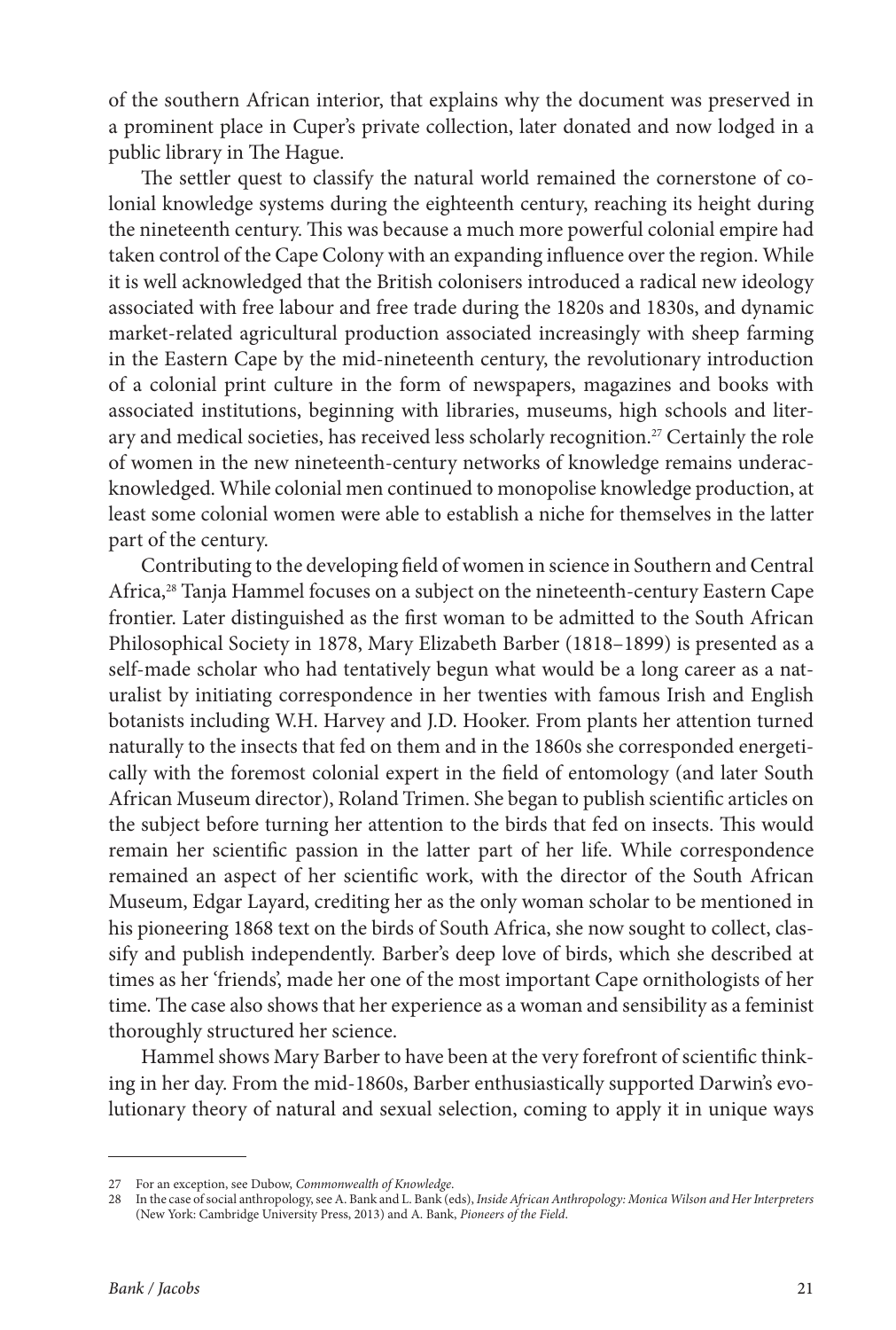of the southern African interior, that explains why the document was preserved in a prominent place in Cuper's private collection, later donated and now lodged in a public library in The Hague.

The settler quest to classify the natural world remained the cornerstone of colonial knowledge systems during the eighteenth century, reaching its height during the nineteenth century. This was because a much more powerful colonial empire had taken control of the Cape Colony with an expanding influence over the region. While it is well acknowledged that the British colonisers introduced a radical new ideology associated with free labour and free trade during the 1820s and 1830s, and dynamic market-related agricultural production associated increasingly with sheep farming in the Eastern Cape by the mid-nineteenth century, the revolutionary introduction of a colonial print culture in the form of newspapers, magazines and books with associated institutions, beginning with libraries, museums, high schools and literary and medical societies, has received less scholarly recognition.[27] Certainly the role of women in the new nineteenth-century networks of knowledge remains underacknowledged. While colonial men continued to monopolise knowledge production, at least some colonial women were able to establish a niche for themselves in the latter part of the century.

Contributing to the developing field of women in science in Southern and Central Africa,[28] Tanja Hammel focuses on a subject on the nineteenth-century Eastern Cape frontier. Later distinguished as the first woman to be admitted to the South African Philosophical Society in 1878, Mary Elizabeth Barber (1818–1899) is presented as a self-made scholar who had tentatively begun what would be a long career as a naturalist by initiating correspondence in her twenties with famous Irish and English botanists including W.H. Harvey and J.D. Hooker. From plants her attention turned naturally to the insects that fed on them and in the 1860s she corresponded energetically with the foremost colonial expert in the field of entomology (and later South African Museum director), Roland Trimen. She began to publish scientific articles on the subject before turning her attention to the birds that fed on insects. This would remain her scientific passion in the latter part of her life. While correspondence remained an aspect of her scientific work, with the director of the South African Museum, Edgar Layard, crediting her as the only woman scholar to be mentioned in his pioneering 1868 text on the birds of South Africa, she now sought to collect, classify and publish independently. Barber's deep love of birds, which she described at times as her 'friends', made her one of the most important Cape ornithologists of her time. The case also shows that her experience as a woman and sensibility as a feminist thoroughly structured her science.

Hammel shows Mary Barber to have been at the very forefront of scientific thinking in her day. From the mid-1860s, Barber enthusiastically supported Darwin's evolutionary theory of natural and sexual selection, coming to apply it in unique ways

---

27 For an exception, see Dubow, *Commonwealth of Knowledge*.

28 In the case of social anthropology, see A. Bank and L. Bank (eds), *Inside African Anthropology: Monica Wilson and Her Interpreters* (New York: Cambridge University Press, 2013) and A. Bank, *Pioneers of the Field*.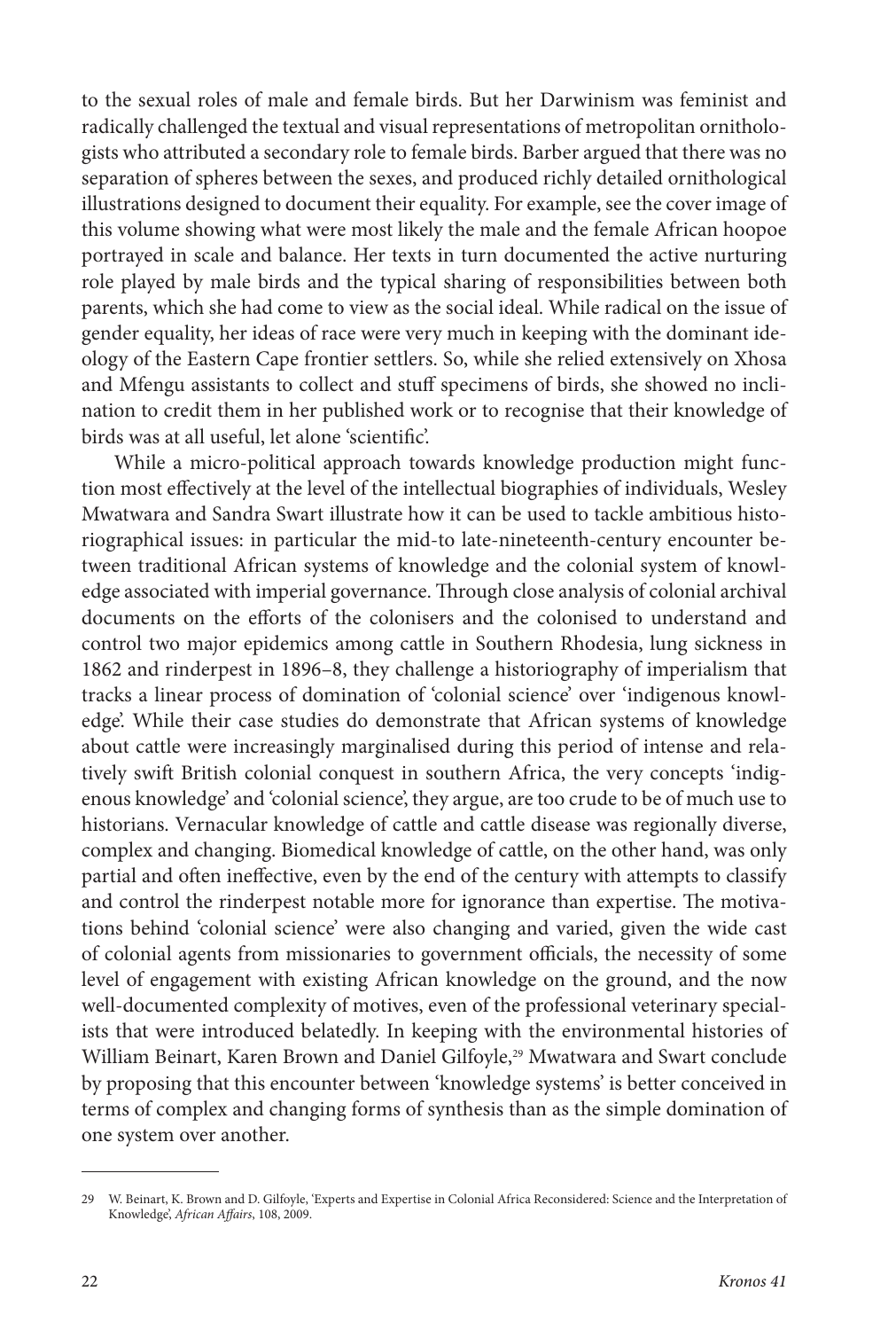to the sexual roles of male and female birds. But her Darwinism was feminist and radically challenged the textual and visual representations of metropolitan ornithologists who attributed a secondary role to female birds. Barber argued that there was no separation of spheres between the sexes, and produced richly detailed ornithological illustrations designed to document their equality. For example, see the cover image of this volume showing what were most likely the male and the female African hoopoe portrayed in scale and balance. Her texts in turn documented the active nurturing role played by male birds and the typical sharing of responsibilities between both parents, which she had come to view as the social ideal. While radical on the issue of gender equality, her ideas of race were very much in keeping with the dominant ideology of the Eastern Cape frontier settlers. So, while she relied extensively on Xhosa and Mfengu assistants to collect and stuff specimens of birds, she showed no inclination to credit them in her published work or to recognise that their knowledge of birds was at all useful, let alone 'scientific'.

While a micro-political approach towards knowledge production might function most effectively at the level of the intellectual biographies of individuals, Wesley Mwatwara and Sandra Swart illustrate how it can be used to tackle ambitious historiographical issues: in particular the mid-to late-nineteenth-century encounter between traditional African systems of knowledge and the colonial system of knowledge associated with imperial governance. Through close analysis of colonial archival documents on the efforts of the colonisers and the colonised to understand and control two major epidemics among cattle in Southern Rhodesia, lung sickness in 1862 and rinderpest in 1896–8, they challenge a historiography of imperialism that tracks a linear process of domination of 'colonial science' over 'indigenous knowledge'. While their case studies do demonstrate that African systems of knowledge about cattle were increasingly marginalised during this period of intense and relatively swift British colonial conquest in southern Africa, the very concepts 'indigenous knowledge' and 'colonial science', they argue, are too crude to be of much use to historians. Vernacular knowledge of cattle and cattle disease was regionally diverse, complex and changing. Biomedical knowledge of cattle, on the other hand, was only partial and often ineffective, even by the end of the century with attempts to classify and control the rinderpest notable more for ignorance than expertise. The motivations behind 'colonial science' were also changing and varied, given the wide cast of colonial agents from missionaries to government officials, the necessity of some level of engagement with existing African knowledge on the ground, and the now well-documented complexity of motives, even of the professional veterinary specialists that were introduced belatedly. In keeping with the environmental histories of William Beinart, Karen Brown and Daniel Gilfoyle,[29] Mwatwara and Swart conclude by proposing that this encounter between 'knowledge systems' is better conceived in terms of complex and changing forms of synthesis than as the simple domination of one system over another.

---

29 W. Beinart, K. Brown and D. Gilfoyle, 'Experts and Expertise in Colonial Africa Reconsidered: Science and the Interpretation of Knowledge', *African Affairs*, 108, 2009.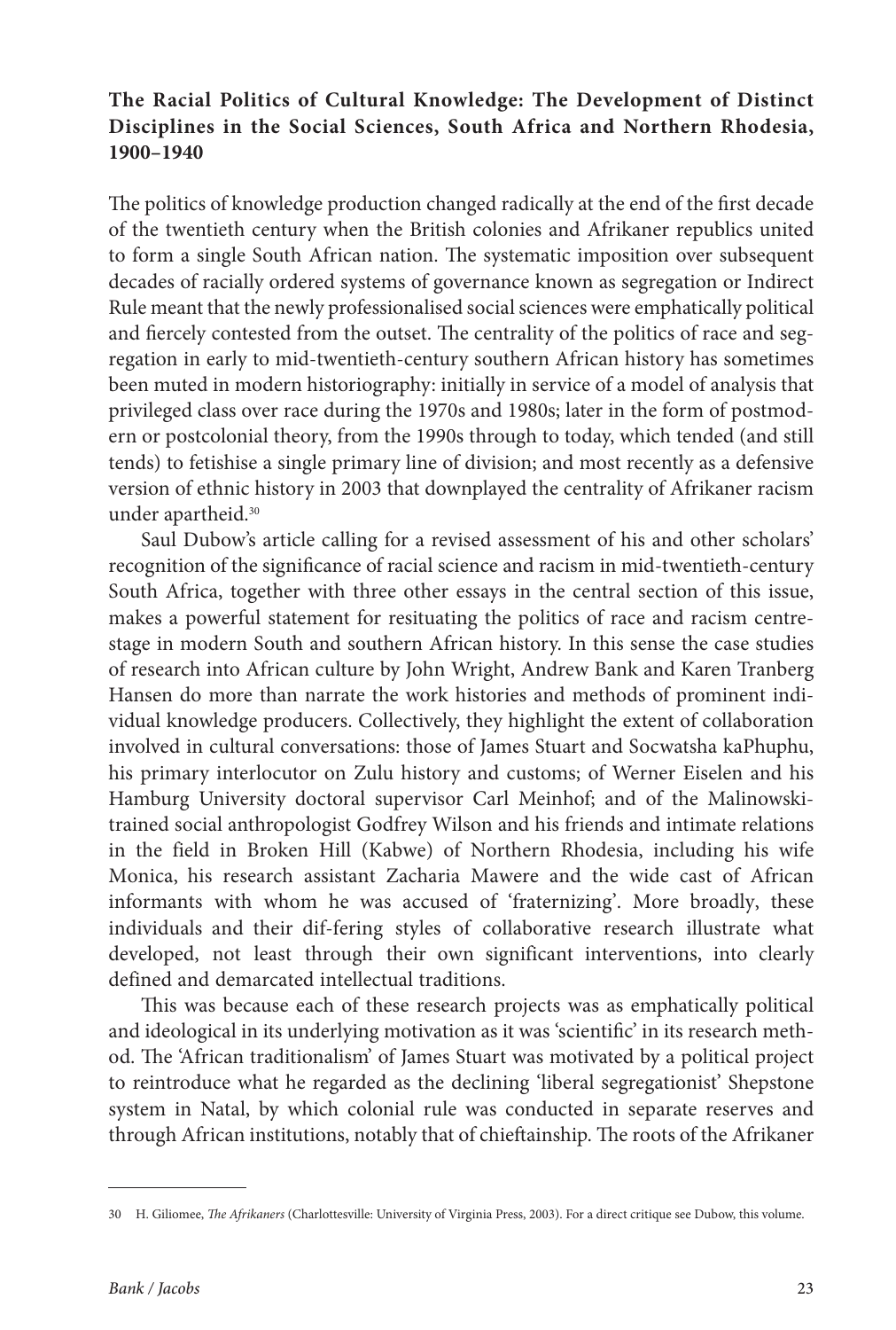### The Racial Politics of Cultural Knowledge: The Development of Distinct Disciplines in the Social Sciences, South Africa and Northern Rhodesia, 1900–1940

The politics of knowledge production changed radically at the end of the first decade of the twentieth century when the British colonies and Afrikaner republics united to form a single South African nation. The systematic imposition over subsequent decades of racially ordered systems of governance known as segregation or Indirect Rule meant that the newly professionalised social sciences were emphatically political and fiercely contested from the outset. The centrality of the politics of race and segregation in early to mid-twentieth-century southern African history has sometimes been muted in modern historiography: initially in service of a model of analysis that privileged class over race during the 1970s and 1980s; later in the form of postmodern or postcolonial theory, from the 1990s through to today, which tended (and still tends) to fetishise a single primary line of division; and most recently as a defensive version of ethnic history in 2003 that downplayed the centrality of Afrikaner racism under apartheid.[30]

Saul Dubow's article calling for a revised assessment of his and other scholars' recognition of the significance of racial science and racism in mid-twentieth-century South Africa, together with three other essays in the central section of this issue, makes a powerful statement for resituating the politics of race and racism centre-stage in modern South and southern African history. In this sense the case studies of research into African culture by John Wright, Andrew Bank and Karen Tranberg Hansen do more than narrate the work histories and methods of prominent individual knowledge producers. Collectively, they highlight the extent of collaboration involved in cultural conversations: those of James Stuart and Socwatsha kaPhuphu, his primary interlocutor on Zulu history and customs; of Werner Eiselen and his Hamburg University doctoral supervisor Carl Meinhof; and of the Malinowski-trained social anthropologist Godfrey Wilson and his friends and intimate relations in the field in Broken Hill (Kabwe) of Northern Rhodesia, including his wife Monica, his research assistant Zacharia Mawere and the wide cast of African informants with whom he was accused of 'fraternizing'. More broadly, these individuals and their dif-fering styles of collaborative research illustrate what developed, not least through their own significant interventions, into clearly defined and demarcated intellectual traditions.

This was because each of these research projects was as emphatically political and ideological in its underlying motivation as it was 'scientific' in its research method. The 'African traditionalism' of James Stuart was motivated by a political project to reintroduce what he regarded as the declining 'liberal segregationist' Shepstone system in Natal, by which colonial rule was conducted in separate reserves and through African institutions, notably that of chieftainship. The roots of the Afrikaner

---

30 H. Giliomee, *The Afrikaners* (Charlottesville: University of Virginia Press, 2003). For a direct critique see Dubow, this volume.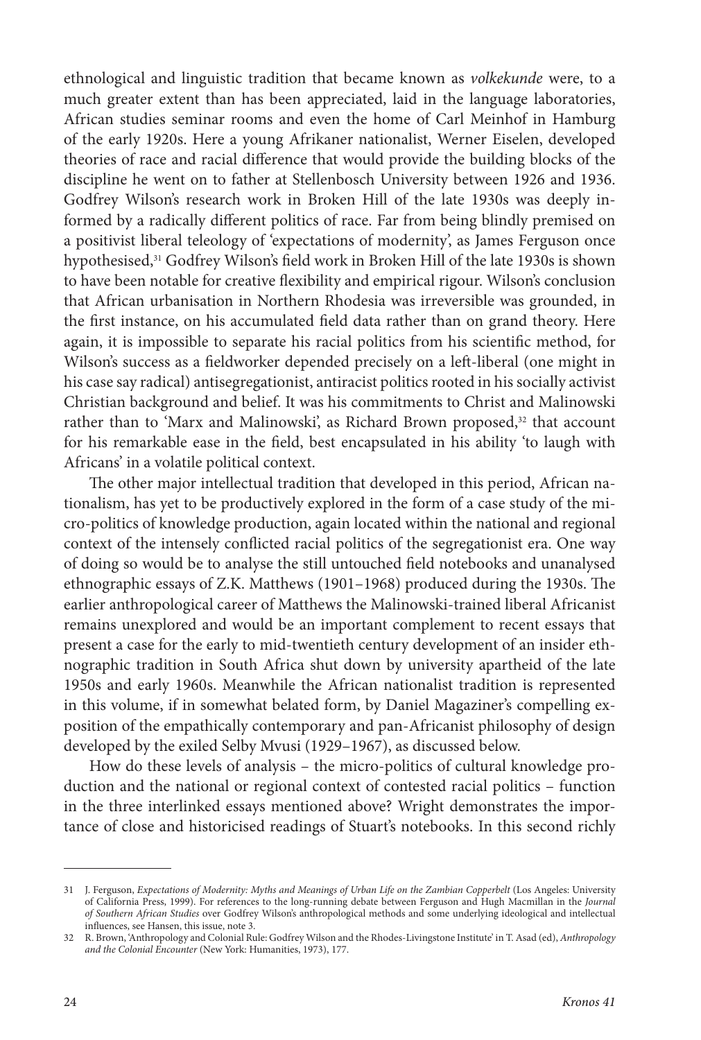ethnological and linguistic tradition that became known as *volkekunde* were, to a much greater extent than has been appreciated, laid in the language laboratories, African studies seminar rooms and even the home of Carl Meinhof in Hamburg of the early 1920s. Here a young Afrikaner nationalist, Werner Eiselen, developed theories of race and racial difference that would provide the building blocks of the discipline he went on to father at Stellenbosch University between 1926 and 1936. Godfrey Wilson's research work in Broken Hill of the late 1930s was deeply informed by a radically different politics of race. Far from being blindly premised on a positivist liberal teleology of 'expectations of modernity', as James Ferguson once hypothesised,[31] Godfrey Wilson's field work in Broken Hill of the late 1930s is shown to have been notable for creative flexibility and empirical rigour. Wilson's conclusion that African urbanisation in Northern Rhodesia was irreversible was grounded, in the first instance, on his accumulated field data rather than on grand theory. Here again, it is impossible to separate his racial politics from his scientific method, for Wilson's success as a fieldworker depended precisely on a left-liberal (one might in his case say radical) antisegregationist, antiracist politics rooted in his socially activist Christian background and belief. It was his commitments to Christ and Malinowski rather than to 'Marx and Malinowski', as Richard Brown proposed,[32] that account for his remarkable ease in the field, best encapsulated in his ability 'to laugh with Africans' in a volatile political context.

The other major intellectual tradition that developed in this period, African nationalism, has yet to be productively explored in the form of a case study of the micro-politics of knowledge production, again located within the national and regional context of the intensely conflicted racial politics of the segregationist era. One way of doing so would be to analyse the still untouched field notebooks and unanalysed ethnographic essays of Z.K. Matthews (1901–1968) produced during the 1930s. The earlier anthropological career of Matthews the Malinowski-trained liberal Africanist remains unexplored and would be an important complement to recent essays that present a case for the early to mid-twentieth century development of an insider ethnographic tradition in South Africa shut down by university apartheid of the late 1950s and early 1960s. Meanwhile the African nationalist tradition is represented in this volume, if in somewhat belated form, by Daniel Magaziner's compelling exposition of the empathically contemporary and pan-Africanist philosophy of design developed by the exiled Selby Mvusi (1929–1967), as discussed below.

How do these levels of analysis – the micro-politics of cultural knowledge production and the national or regional context of contested racial politics – function in the three interlinked essays mentioned above? Wright demonstrates the importance of close and historicised readings of Stuart's notebooks. In this second richly

---

31 J. Ferguson, *Expectations of Modernity: Myths and Meanings of Urban Life on the Zambian Copperbelt* (Los Angeles: University of California Press, 1999). For references to the long-running debate between Ferguson and Hugh Macmillan in the *Journal of Southern African Studies* over Godfrey Wilson's anthropological methods and some underlying ideological and intellectual influences, see Hansen, this issue, note 3.

32 R. Brown, 'Anthropology and Colonial Rule: Godfrey Wilson and the Rhodes-Livingstone Institute' in T. Asad (ed), *Anthropology and the Colonial Encounter* (New York: Humanities, 1973), 177.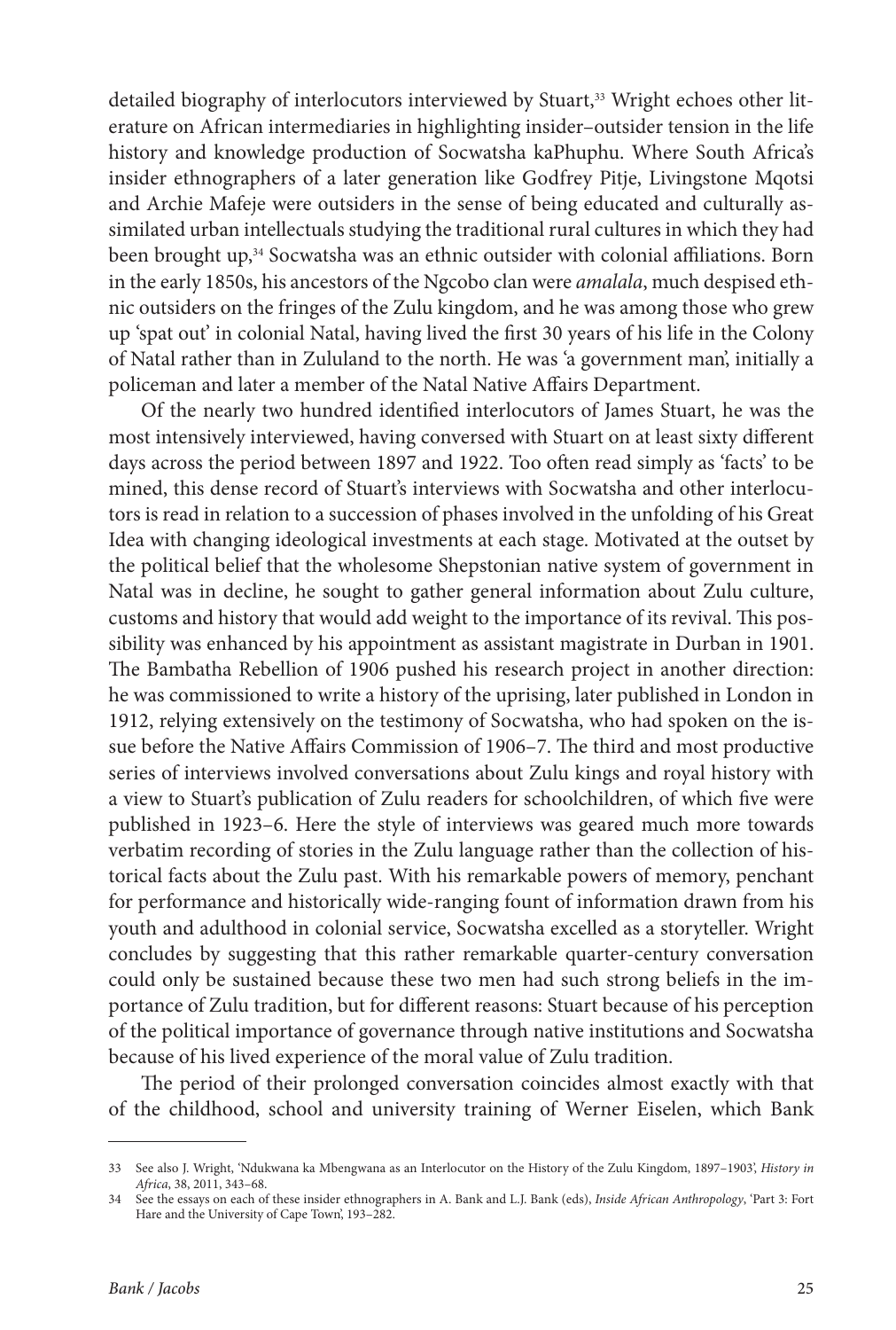detailed biography of interlocutors interviewed by Stuart,[33] Wright echoes other literature on African intermediaries in highlighting insider–outsider tension in the life history and knowledge production of Socwatsha kaPhuphu. Where South Africa's insider ethnographers of a later generation like Godfrey Pitje, Livingstone Mqotsi and Archie Mafeje were outsiders in the sense of being educated and culturally assimilated urban intellectuals studying the traditional rural cultures in which they had been brought up,[34] Socwatsha was an ethnic outsider with colonial affiliations. Born in the early 1850s, his ancestors of the Ngcobo clan were *amalala*, much despised ethnic outsiders on the fringes of the Zulu kingdom, and he was among those who grew up 'spat out' in colonial Natal, having lived the first 30 years of his life in the Colony of Natal rather than in Zululand to the north. He was 'a government man', initially a policeman and later a member of the Natal Native Affairs Department.

Of the nearly two hundred identified interlocutors of James Stuart, he was the most intensively interviewed, having conversed with Stuart on at least sixty different days across the period between 1897 and 1922. Too often read simply as 'facts' to be mined, this dense record of Stuart's interviews with Socwatsha and other interlocutors is read in relation to a succession of phases involved in the unfolding of his Great Idea with changing ideological investments at each stage. Motivated at the outset by the political belief that the wholesome Shepstonian native system of government in Natal was in decline, he sought to gather general information about Zulu culture, customs and history that would add weight to the importance of its revival. This possibility was enhanced by his appointment as assistant magistrate in Durban in 1901. The Bambatha Rebellion of 1906 pushed his research project in another direction: he was commissioned to write a history of the uprising, later published in London in 1912, relying extensively on the testimony of Socwatsha, who had spoken on the issue before the Native Affairs Commission of 1906–7. The third and most productive series of interviews involved conversations about Zulu kings and royal history with a view to Stuart's publication of Zulu readers for schoolchildren, of which five were published in 1923–6. Here the style of interviews was geared much more towards verbatim recording of stories in the Zulu language rather than the collection of historical facts about the Zulu past. With his remarkable powers of memory, penchant for performance and historically wide-ranging fount of information drawn from his youth and adulthood in colonial service, Socwatsha excelled as a storyteller. Wright concludes by suggesting that this rather remarkable quarter-century conversation could only be sustained because these two men had such strong beliefs in the importance of Zulu tradition, but for different reasons: Stuart because of his perception of the political importance of governance through native institutions and Socwatsha because of his lived experience of the moral value of Zulu tradition.

The period of their prolonged conversation coincides almost exactly with that of the childhood, school and university training of Werner Eiselen, which Bank

---

33 See also J. Wright, 'Ndukwana ka Mbengwana as an Interlocutor on the History of the Zulu Kingdom, 1897–1903', *History in Africa*, 38, 2011, 343–68.

34 See the essays on each of these insider ethnographers in A. Bank and L.J. Bank (eds), *Inside African Anthropology*, 'Part 3: Fort Hare and the University of Cape Town', 193–282.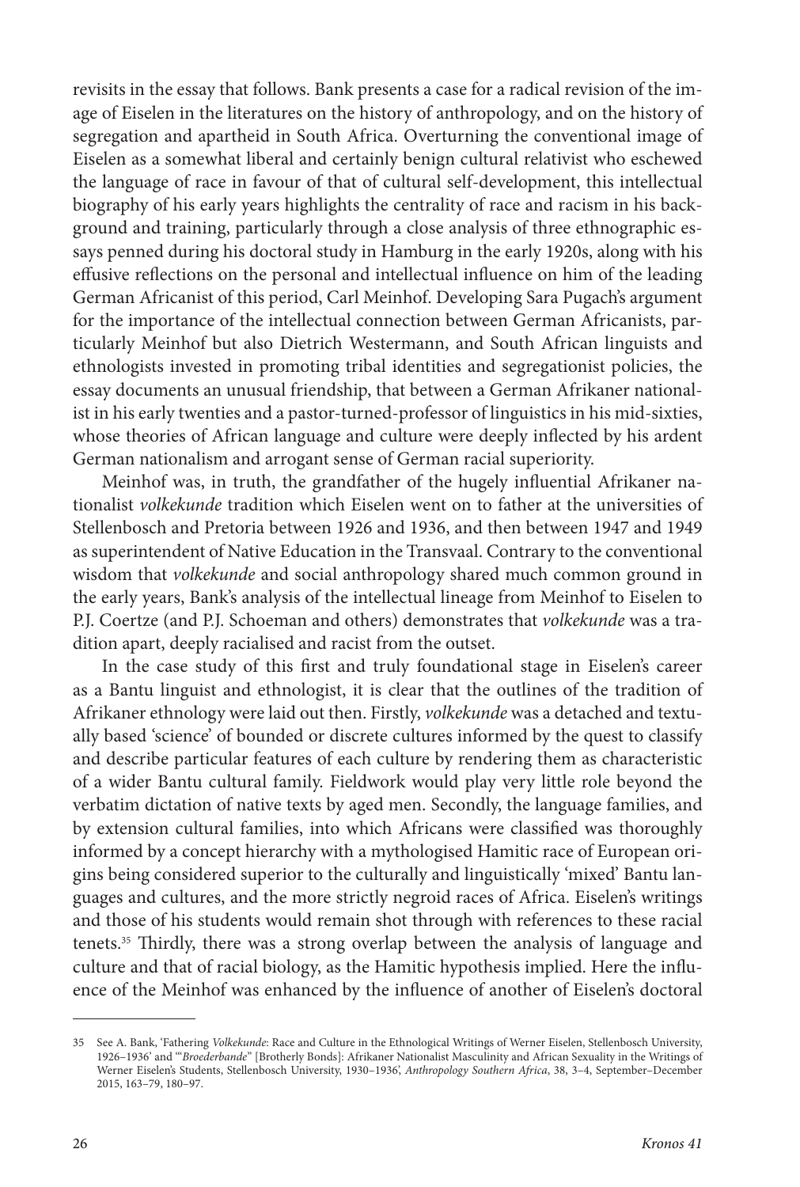revisits in the essay that follows. Bank presents a case for a radical revision of the image of Eiselen in the literatures on the history of anthropology, and on the history of segregation and apartheid in South Africa. Overturning the conventional image of Eiselen as a somewhat liberal and certainly benign cultural relativist who eschewed the language of race in favour of that of cultural self-development, this intellectual biography of his early years highlights the centrality of race and racism in his background and training, particularly through a close analysis of three ethnographic essays penned during his doctoral study in Hamburg in the early 1920s, along with his effusive reflections on the personal and intellectual influence on him of the leading German Africanist of this period, Carl Meinhof. Developing Sara Pugach's argument for the importance of the intellectual connection between German Africanists, particularly Meinhof but also Dietrich Westermann, and South African linguists and ethnologists invested in promoting tribal identities and segregationist policies, the essay documents an unusual friendship, that between a German Afrikaner nationalist in his early twenties and a pastor-turned-professor of linguistics in his mid-sixties, whose theories of African language and culture were deeply inflected by his ardent German nationalism and arrogant sense of German racial superiority.

Meinhof was, in truth, the grandfather of the hugely influential Afrikaner nationalist *volkekunde* tradition which Eiselen went on to father at the universities of Stellenbosch and Pretoria between 1926 and 1936, and then between 1947 and 1949 as superintendent of Native Education in the Transvaal. Contrary to the conventional wisdom that *volkekunde* and social anthropology shared much common ground in the early years, Bank's analysis of the intellectual lineage from Meinhof to Eiselen to P.J. Coertze (and P.J. Schoeman and others) demonstrates that *volkekunde* was a tradition apart, deeply racialised and racist from the outset.

In the case study of this first and truly foundational stage in Eiselen's career as a Bantu linguist and ethnologist, it is clear that the outlines of the tradition of Afrikaner ethnology were laid out then. Firstly, *volkekunde* was a detached and textually based 'science' of bounded or discrete cultures informed by the quest to classify and describe particular features of each culture by rendering them as characteristic of a wider Bantu cultural family. Fieldwork would play very little role beyond the verbatim dictation of native texts by aged men. Secondly, the language families, and by extension cultural families, into which Africans were classified was thoroughly informed by a concept hierarchy with a mythologised Hamitic race of European origins being considered superior to the culturally and linguistically 'mixed' Bantu languages and cultures, and the more strictly negroid races of Africa. Eiselen's writings and those of his students would remain shot through with references to these racial tenets.[35] Thirdly, there was a strong overlap between the analysis of language and culture and that of racial biology, as the Hamitic hypothesis implied. Here the influence of the Meinhof was enhanced by the influence of another of Eiselen's doctoral

---

35 See A. Bank, 'Fathering *Volkekunde*: Race and Culture in the Ethnological Writings of Werner Eiselen, Stellenbosch University, 1926–1936' and '"*Broederbande*" [Brotherly Bonds]: Afrikaner Nationalist Masculinity and African Sexuality in the Writings of Werner Eiselen's Students, Stellenbosch University, 1930–1936', *Anthropology Southern Africa*, 38, 3–4, September–December 2015, 163–79, 180–97.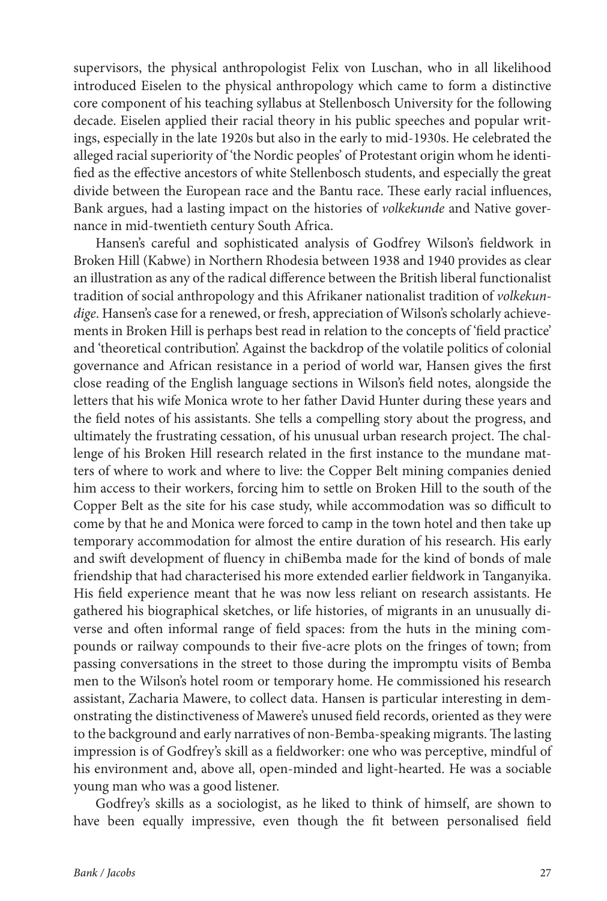supervisors, the physical anthropologist Felix von Luschan, who in all likelihood introduced Eiselen to the physical anthropology which came to form a distinctive core component of his teaching syllabus at Stellenbosch University for the following decade. Eiselen applied their racial theory in his public speeches and popular writings, especially in the late 1920s but also in the early to mid-1930s. He celebrated the alleged racial superiority of 'the Nordic peoples' of Protestant origin whom he identified as the effective ancestors of white Stellenbosch students, and especially the great divide between the European race and the Bantu race. These early racial influences, Bank argues, had a lasting impact on the histories of *volkekunde* and Native governance in mid-twentieth century South Africa.

Hansen's careful and sophisticated analysis of Godfrey Wilson's fieldwork in Broken Hill (Kabwe) in Northern Rhodesia between 1938 and 1940 provides as clear an illustration as any of the radical difference between the British liberal functionalist tradition of social anthropology and this Afrikaner nationalist tradition of *volkekundige*. Hansen's case for a renewed, or fresh, appreciation of Wilson's scholarly achievements in Broken Hill is perhaps best read in relation to the concepts of 'field practice' and 'theoretical contribution'. Against the backdrop of the volatile politics of colonial governance and African resistance in a period of world war, Hansen gives the first close reading of the English language sections in Wilson's field notes, alongside the letters that his wife Monica wrote to her father David Hunter during these years and the field notes of his assistants. She tells a compelling story about the progress, and ultimately the frustrating cessation, of his unusual urban research project. The challenge of his Broken Hill research related in the first instance to the mundane matters of where to work and where to live: the Copper Belt mining companies denied him access to their workers, forcing him to settle on Broken Hill to the south of the Copper Belt as the site for his case study, while accommodation was so difficult to come by that he and Monica were forced to camp in the town hotel and then take up temporary accommodation for almost the entire duration of his research. His early and swift development of fluency in chiBemba made for the kind of bonds of male friendship that had characterised his more extended earlier fieldwork in Tanganyika. His field experience meant that he was now less reliant on research assistants. He gathered his biographical sketches, or life histories, of migrants in an unusually diverse and often informal range of field spaces: from the huts in the mining compounds or railway compounds to their five-acre plots on the fringes of town; from passing conversations in the street to those during the impromptu visits of Bemba men to the Wilson's hotel room or temporary home. He commissioned his research assistant, Zacharia Mawere, to collect data. Hansen is particular interesting in demonstrating the distinctiveness of Mawere's unused field records, oriented as they were to the background and early narratives of non-Bemba-speaking migrants. The lasting impression is of Godfrey's skill as a fieldworker: one who was perceptive, mindful of his environment and, above all, open-minded and light-hearted. He was a sociable young man who was a good listener.

Godfrey's skills as a sociologist, as he liked to think of himself, are shown to have been equally impressive, even though the fit between personalised field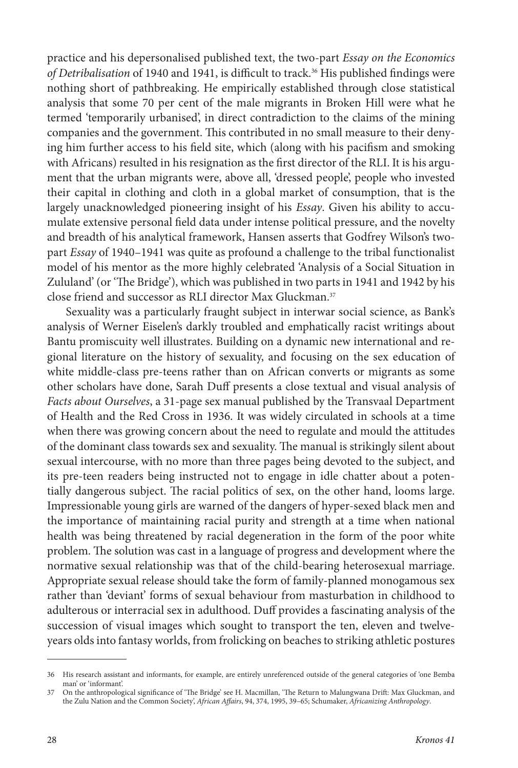practice and his depersonalised published text, the two-part *Essay on the Economics of Detribalisation* of 1940 and 1941, is difficult to track.[36] His published findings were nothing short of pathbreaking. He empirically established through close statistical analysis that some 70 per cent of the male migrants in Broken Hill were what he termed 'temporarily urbanised', in direct contradiction to the claims of the mining companies and the government. This contributed in no small measure to their denying him further access to his field site, which (along with his pacifism and smoking with Africans) resulted in his resignation as the first director of the RLI. It is his argument that the urban migrants were, above all, 'dressed people', people who invested their capital in clothing and cloth in a global market of consumption, that is the largely unacknowledged pioneering insight of his *Essay*. Given his ability to accumulate extensive personal field data under intense political pressure, and the novelty and breadth of his analytical framework, Hansen asserts that Godfrey Wilson's two-part *Essay* of 1940–1941 was quite as profound a challenge to the tribal functionalist model of his mentor as the more highly celebrated 'Analysis of a Social Situation in Zululand' (or 'The Bridge'), which was published in two parts in 1941 and 1942 by his close friend and successor as RLI director Max Gluckman.[37]

Sexuality was a particularly fraught subject in interwar social science, as Bank's analysis of Werner Eiselen's darkly troubled and emphatically racist writings about Bantu promiscuity well illustrates. Building on a dynamic new international and regional literature on the history of sexuality, and focusing on the sex education of white middle-class pre-teens rather than on African converts or migrants as some other scholars have done, Sarah Duff presents a close textual and visual analysis of *Facts about Ourselves*, a 31-page sex manual published by the Transvaal Department of Health and the Red Cross in 1936. It was widely circulated in schools at a time when there was growing concern about the need to regulate and mould the attitudes of the dominant class towards sex and sexuality. The manual is strikingly silent about sexual intercourse, with no more than three pages being devoted to the subject, and its pre-teen readers being instructed not to engage in idle chatter about a potentially dangerous subject. The racial politics of sex, on the other hand, looms large. Impressionable young girls are warned of the dangers of hyper-sexed black men and the importance of maintaining racial purity and strength at a time when national health was being threatened by racial degeneration in the form of the poor white problem. The solution was cast in a language of progress and development where the normative sexual relationship was that of the child-bearing heterosexual marriage. Appropriate sexual release should take the form of family-planned monogamous sex rather than 'deviant' forms of sexual behaviour from masturbation in childhood to adulterous or interracial sex in adulthood. Duff provides a fascinating analysis of the succession of visual images which sought to transport the ten, eleven and twelve-years olds into fantasy worlds, from frolicking on beaches to striking athletic postures

---

36 His research assistant and informants, for example, are entirely unreferenced outside of the general categories of 'one Bemba man' or 'informant'.

37 On the anthropological significance of 'The Bridge' see H. Macmillan, 'The Return to Malungwana Drift: Max Gluckman, and the Zulu Nation and the Common Society', *African Affairs*, 94, 374, 1995, 39–65; Schumaker, *Africanizing Anthropology*.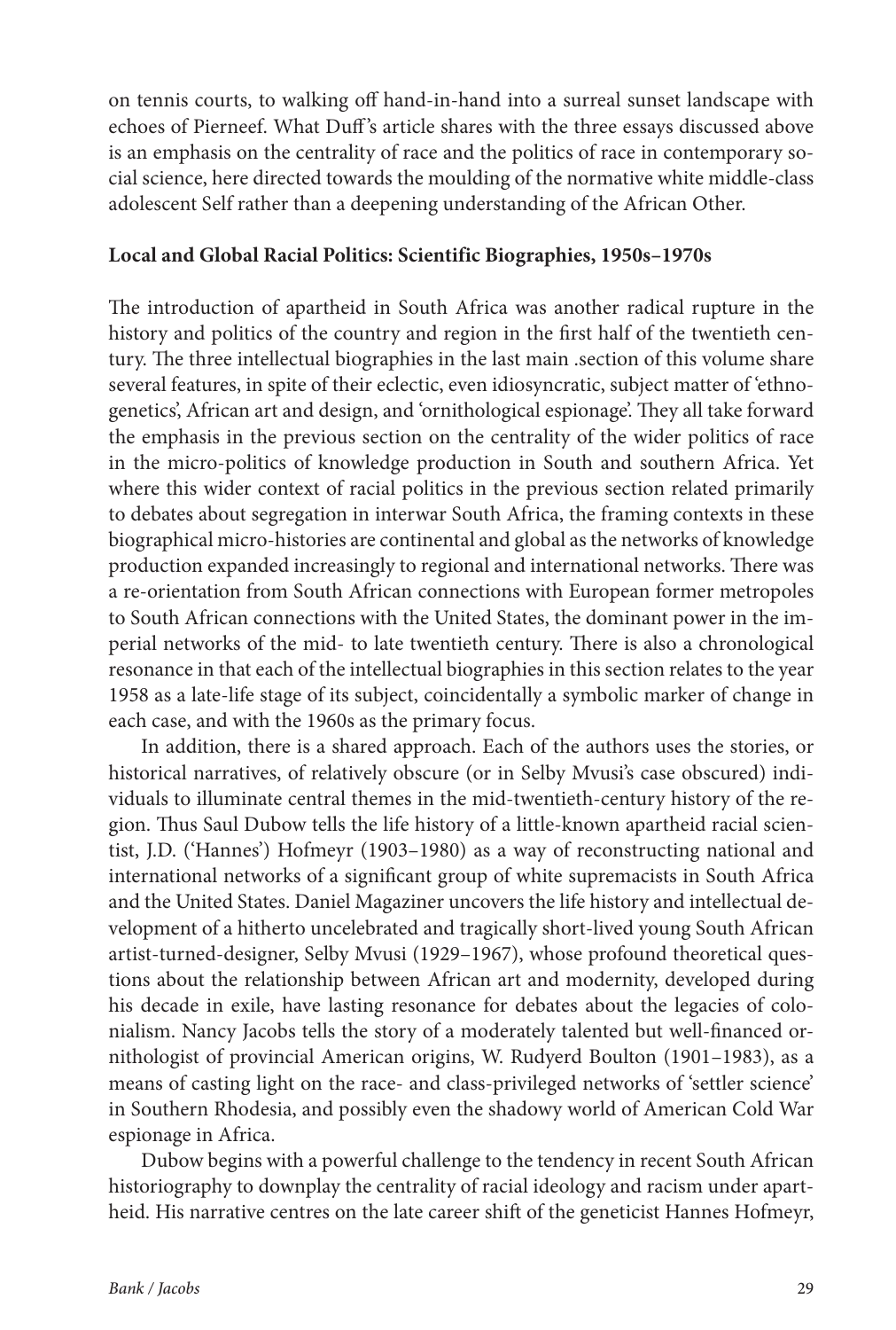on tennis courts, to walking off hand-in-hand into a surreal sunset landscape with echoes of Pierneef. What Duff's article shares with the three essays discussed above is an emphasis on the centrality of race and the politics of race in contemporary social science, here directed towards the moulding of the normative white middle-class adolescent Self rather than a deepening understanding of the African Other.

**Local and Global Racial Politics: Scientific Biographies, 1950s–1970s**

The introduction of apartheid in South Africa was another radical rupture in the history and politics of the country and region in the first half of the twentieth century. The three intellectual biographies in the last main .section of this volume share several features, in spite of their eclectic, even idiosyncratic, subject matter of 'ethnogenetics', African art and design, and 'ornithological espionage'. They all take forward the emphasis in the previous section on the centrality of the wider politics of race in the micro-politics of knowledge production in South and southern Africa. Yet where this wider context of racial politics in the previous section related primarily to debates about segregation in interwar South Africa, the framing contexts in these biographical micro-histories are continental and global as the networks of knowledge production expanded increasingly to regional and international networks. There was a re-orientation from South African connections with European former metropoles to South African connections with the United States, the dominant power in the imperial networks of the mid- to late twentieth century. There is also a chronological resonance in that each of the intellectual biographies in this section relates to the year 1958 as a late-life stage of its subject, coincidentally a symbolic marker of change in each case, and with the 1960s as the primary focus.

In addition, there is a shared approach. Each of the authors uses the stories, or historical narratives, of relatively obscure (or in Selby Mvusi's case obscured) individuals to illuminate central themes in the mid-twentieth-century history of the region. Thus Saul Dubow tells the life history of a little-known apartheid racial scientist, J.D. ('Hannes') Hofmeyr (1903–1980) as a way of reconstructing national and international networks of a significant group of white supremacists in South Africa and the United States. Daniel Magaziner uncovers the life history and intellectual development of a hitherto uncelebrated and tragically short-lived young South African artist-turned-designer, Selby Mvusi (1929–1967), whose profound theoretical questions about the relationship between African art and modernity, developed during his decade in exile, have lasting resonance for debates about the legacies of colonialism. Nancy Jacobs tells the story of a moderately talented but well-financed ornithologist of provincial American origins, W. Rudyerd Boulton (1901–1983), as a means of casting light on the race- and class-privileged networks of 'settler science' in Southern Rhodesia, and possibly even the shadowy world of American Cold War espionage in Africa.

Dubow begins with a powerful challenge to the tendency in recent South African historiography to downplay the centrality of racial ideology and racism under apartheid. His narrative centres on the late career shift of the geneticist Hannes Hofmeyr,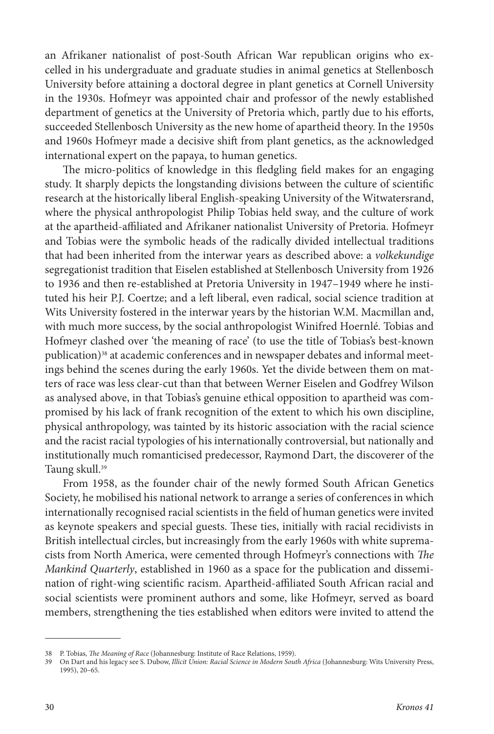an Afrikaner nationalist of post-South African War republican origins who excelled in his undergraduate and graduate studies in animal genetics at Stellenbosch University before attaining a doctoral degree in plant genetics at Cornell University in the 1930s. Hofmeyr was appointed chair and professor of the newly established department of genetics at the University of Pretoria which, partly due to his efforts, succeeded Stellenbosch University as the new home of apartheid theory. In the 1950s and 1960s Hofmeyr made a decisive shift from plant genetics, as the acknowledged international expert on the papaya, to human genetics.

The micro-politics of knowledge in this fledgling field makes for an engaging study. It sharply depicts the longstanding divisions between the culture of scientific research at the historically liberal English-speaking University of the Witwatersrand, where the physical anthropologist Philip Tobias held sway, and the culture of work at the apartheid-affiliated and Afrikaner nationalist University of Pretoria. Hofmeyr and Tobias were the symbolic heads of the radically divided intellectual traditions that had been inherited from the interwar years as described above: a *volkekundige* segregationist tradition that Eiselen established at Stellenbosch University from 1926 to 1936 and then re-established at Pretoria University in 1947–1949 where he instituted his heir P.J. Coertze; and a left liberal, even radical, social science tradition at Wits University fostered in the interwar years by the historian W.M. Macmillan and, with much more success, by the social anthropologist Winifred Hoernlé. Tobias and Hofmeyr clashed over 'the meaning of race' (to use the title of Tobias's best-known publication)[38] at academic conferences and in newspaper debates and informal meetings behind the scenes during the early 1960s. Yet the divide between them on matters of race was less clear-cut than that between Werner Eiselen and Godfrey Wilson as analysed above, in that Tobias's genuine ethical opposition to apartheid was compromised by his lack of frank recognition of the extent to which his own discipline, physical anthropology, was tainted by its historic association with the racial science and the racist racial typologies of his internationally controversial, but nationally and institutionally much romanticised predecessor, Raymond Dart, the discoverer of the Taung skull.[39]

From 1958, as the founder chair of the newly formed South African Genetics Society, he mobilised his national network to arrange a series of conferences in which internationally recognised racial scientists in the field of human genetics were invited as keynote speakers and special guests. These ties, initially with racial recidivists in British intellectual circles, but increasingly from the early 1960s with white supremacists from North America, were cemented through Hofmeyr's connections with *The Mankind Quarterly*, established in 1960 as a space for the publication and dissemination of right-wing scientific racism. Apartheid-affiliated South African racial and social scientists were prominent authors and some, like Hofmeyr, served as board members, strengthening the ties established when editors were invited to attend the

38 P. Tobias, *The Meaning of Race* (Johannesburg: Institute of Race Relations, 1959).

39 On Dart and his legacy see S. Dubow, *Illicit Union: Racial Science in Modern South Africa* (Johannesburg: Wits University Press, 1995), 20–65.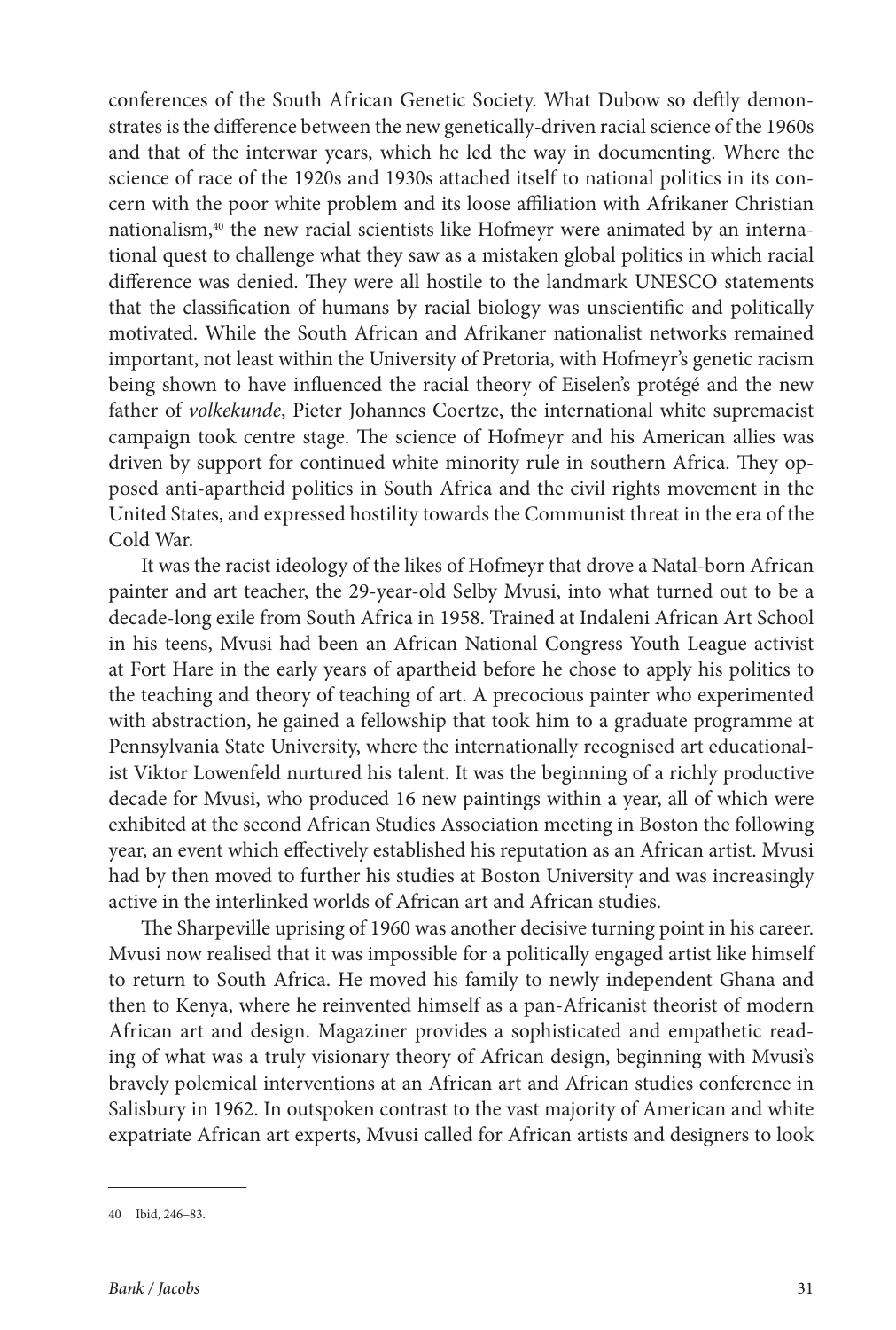conferences of the South African Genetic Society. What Dubow so deftly demonstrates is the difference between the new genetically-driven racial science of the 1960s and that of the interwar years, which he led the way in documenting. Where the science of race of the 1920s and 1930s attached itself to national politics in its concern with the poor white problem and its loose affiliation with Afrikaner Christian nationalism,[40] the new racial scientists like Hofmeyr were animated by an international quest to challenge what they saw as a mistaken global politics in which racial difference was denied. They were all hostile to the landmark UNESCO statements that the classification of humans by racial biology was unscientific and politically motivated. While the South African and Afrikaner nationalist networks remained important, not least within the University of Pretoria, with Hofmeyr's genetic racism being shown to have influenced the racial theory of Eiselen's protégé and the new father of *volkekunde*, Pieter Johannes Coertze, the international white supremacist campaign took centre stage. The science of Hofmeyr and his American allies was driven by support for continued white minority rule in southern Africa. They opposed anti-apartheid politics in South Africa and the civil rights movement in the United States, and expressed hostility towards the Communist threat in the era of the Cold War.

It was the racist ideology of the likes of Hofmeyr that drove a Natal-born African painter and art teacher, the 29-year-old Selby Mvusi, into what turned out to be a decade-long exile from South Africa in 1958. Trained at Indaleni African Art School in his teens, Mvusi had been an African National Congress Youth League activist at Fort Hare in the early years of apartheid before he chose to apply his politics to the teaching and theory of teaching of art. A precocious painter who experimented with abstraction, he gained a fellowship that took him to a graduate programme at Pennsylvania State University, where the internationally recognised art educationalist Viktor Lowenfeld nurtured his talent. It was the beginning of a richly productive decade for Mvusi, who produced 16 new paintings within a year, all of which were exhibited at the second African Studies Association meeting in Boston the following year, an event which effectively established his reputation as an African artist. Mvusi had by then moved to further his studies at Boston University and was increasingly active in the interlinked worlds of African art and African studies.

The Sharpeville uprising of 1960 was another decisive turning point in his career. Mvusi now realised that it was impossible for a politically engaged artist like himself to return to South Africa. He moved his family to newly independent Ghana and then to Kenya, where he reinvented himself as a pan-Africanist theorist of modern African art and design. Magaziner provides a sophisticated and empathetic reading of what was a truly visionary theory of African design, beginning with Mvusi's bravely polemical interventions at an African art and African studies conference in Salisbury in 1962. In outspoken contrast to the vast majority of American and white expatriate African art experts, Mvusi called for African artists and designers to look

---

40 Ibid, 246–83.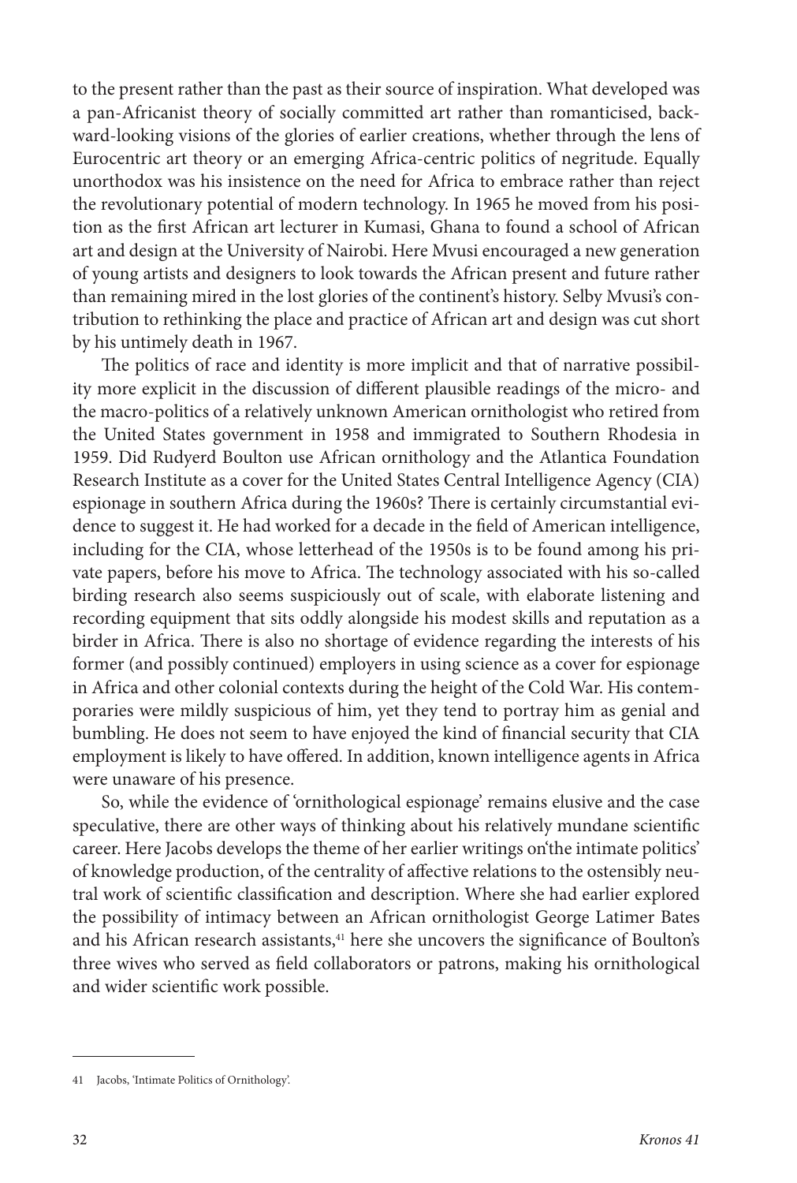to the present rather than the past as their source of inspiration. What developed was a pan-Africanist theory of socially committed art rather than romanticised, backward-looking visions of the glories of earlier creations, whether through the lens of Eurocentric art theory or an emerging Africa-centric politics of negritude. Equally unorthodox was his insistence on the need for Africa to embrace rather than reject the revolutionary potential of modern technology. In 1965 he moved from his position as the first African art lecturer in Kumasi, Ghana to found a school of African art and design at the University of Nairobi. Here Mvusi encouraged a new generation of young artists and designers to look towards the African present and future rather than remaining mired in the lost glories of the continent's history. Selby Mvusi's contribution to rethinking the place and practice of African art and design was cut short by his untimely death in 1967.

The politics of race and identity is more implicit and that of narrative possibility more explicit in the discussion of different plausible readings of the micro- and the macro-politics of a relatively unknown American ornithologist who retired from the United States government in 1958 and immigrated to Southern Rhodesia in 1959. Did Rudyerd Boulton use African ornithology and the Atlantica Foundation Research Institute as a cover for the United States Central Intelligence Agency (CIA) espionage in southern Africa during the 1960s? There is certainly circumstantial evidence to suggest it. He had worked for a decade in the field of American intelligence, including for the CIA, whose letterhead of the 1950s is to be found among his private papers, before his move to Africa. The technology associated with his so-called birding research also seems suspiciously out of scale, with elaborate listening and recording equipment that sits oddly alongside his modest skills and reputation as a birder in Africa. There is also no shortage of evidence regarding the interests of his former (and possibly continued) employers in using science as a cover for espionage in Africa and other colonial contexts during the height of the Cold War. His contemporaries were mildly suspicious of him, yet they tend to portray him as genial and bumbling. He does not seem to have enjoyed the kind of financial security that CIA employment is likely to have offered. In addition, known intelligence agents in Africa were unaware of his presence.

So, while the evidence of 'ornithological espionage' remains elusive and the case speculative, there are other ways of thinking about his relatively mundane scientific career. Here Jacobs develops the theme of her earlier writings on 'the intimate politics' of knowledge production, of the centrality of affective relations to the ostensibly neutral work of scientific classification and description. Where she had earlier explored the possibility of intimacy between an African ornithologist George Latimer Bates and his African research assistants,[41] here she uncovers the significance of Boulton's three wives who served as field collaborators or patrons, making his ornithological and wider scientific work possible.

---

41 Jacobs, 'Intimate Politics of Ornithology'.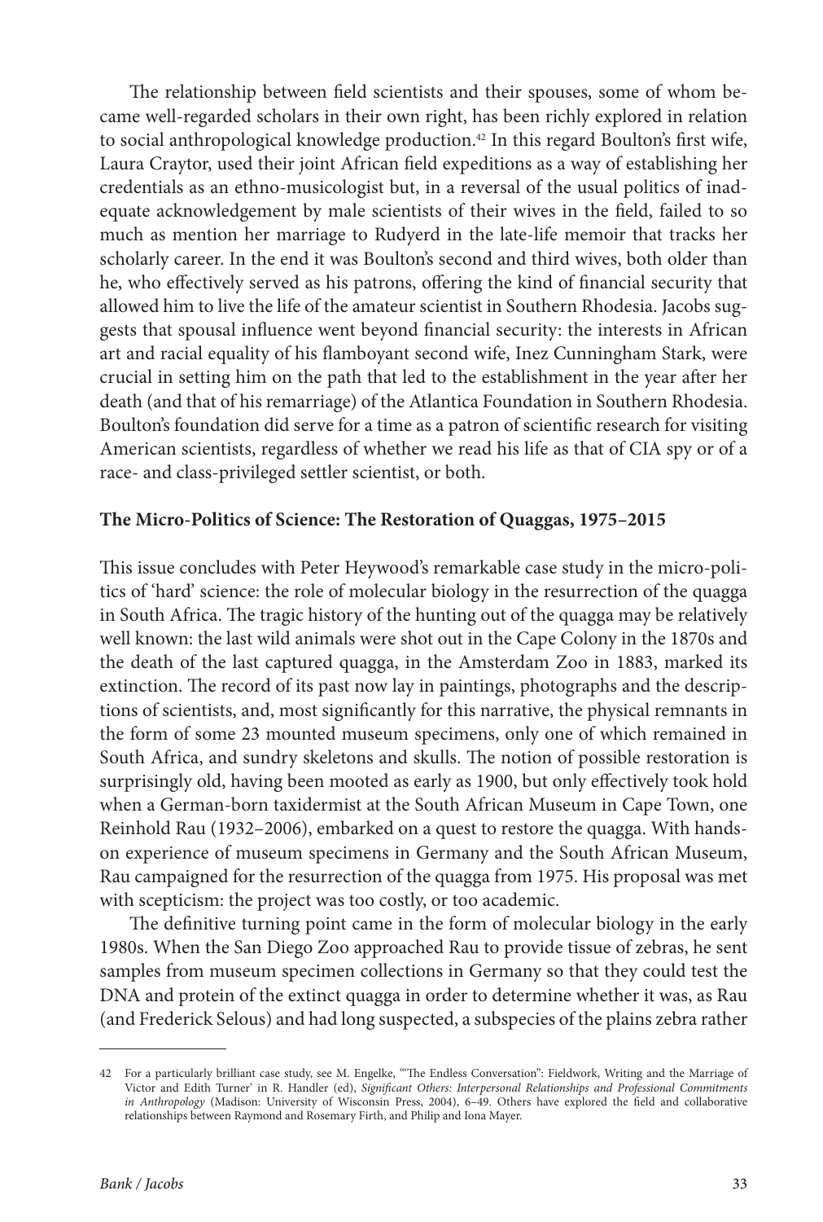The relationship between field scientists and their spouses, some of whom became well-regarded scholars in their own right, has been richly explored in relation to social anthropological knowledge production.[42] In this regard Boulton's first wife, Laura Craytor, used their joint African field expeditions as a way of establishing her credentials as an ethno-musicologist but, in a reversal of the usual politics of inadequate acknowledgement by male scientists of their wives in the field, failed to so much as mention her marriage to Rudyerd in the late-life memoir that tracks her scholarly career. In the end it was Boulton's second and third wives, both older than he, who effectively served as his patrons, offering the kind of financial security that allowed him to live the life of the amateur scientist in Southern Rhodesia. Jacobs suggests that spousal influence went beyond financial security: the interests in African art and racial equality of his flamboyant second wife, Inez Cunningham Stark, were crucial in setting him on the path that led to the establishment in the year after her death (and that of his remarriage) of the Atlantica Foundation in Southern Rhodesia. Boulton's foundation did serve for a time as a patron of scientific research for visiting American scientists, regardless of whether we read his life as that of CIA spy or of a race- and class-privileged settler scientist, or both.

**The Micro-Politics of Science: The Restoration of Quaggas, 1975–2015**

This issue concludes with Peter Heywood's remarkable case study in the micro-politics of 'hard' science: the role of molecular biology in the resurrection of the quagga in South Africa. The tragic history of the hunting out of the quagga may be relatively well known: the last wild animals were shot out in the Cape Colony in the 1870s and the death of the last captured quagga, in the Amsterdam Zoo in 1883, marked its extinction. The record of its past now lay in paintings, photographs and the descriptions of scientists, and, most significantly for this narrative, the physical remnants in the form of some 23 mounted museum specimens, only one of which remained in South Africa, and sundry skeletons and skulls. The notion of possible restoration is surprisingly old, having been mooted as early as 1900, but only effectively took hold when a German-born taxidermist at the South African Museum in Cape Town, one Reinhold Rau (1932–2006), embarked on a quest to restore the quagga. With hands-on experience of museum specimens in Germany and the South African Museum, Rau campaigned for the resurrection of the quagga from 1975. His proposal was met with scepticism: the project was too costly, or too academic.

The definitive turning point came in the form of molecular biology in the early 1980s. When the San Diego Zoo approached Rau to provide tissue of zebras, he sent samples from museum specimen collections in Germany so that they could test the DNA and protein of the extinct quagga in order to determine whether it was, as Rau (and Frederick Selous) and had long suspected, a subspecies of the plains zebra rather

---

42 For a particularly brilliant case study, see M. Engelke, '"The Endless Conversation": Fieldwork, Writing and the Marriage of Victor and Edith Turner' in R. Handler (ed), *Significant Others: Interpersonal Relationships and Professional Commitments in Anthropology* (Madison: University of Wisconsin Press, 2004), 6–49. Others have explored the field and collaborative relationships between Raymond and Rosemary Firth, and Philip and Iona Mayer.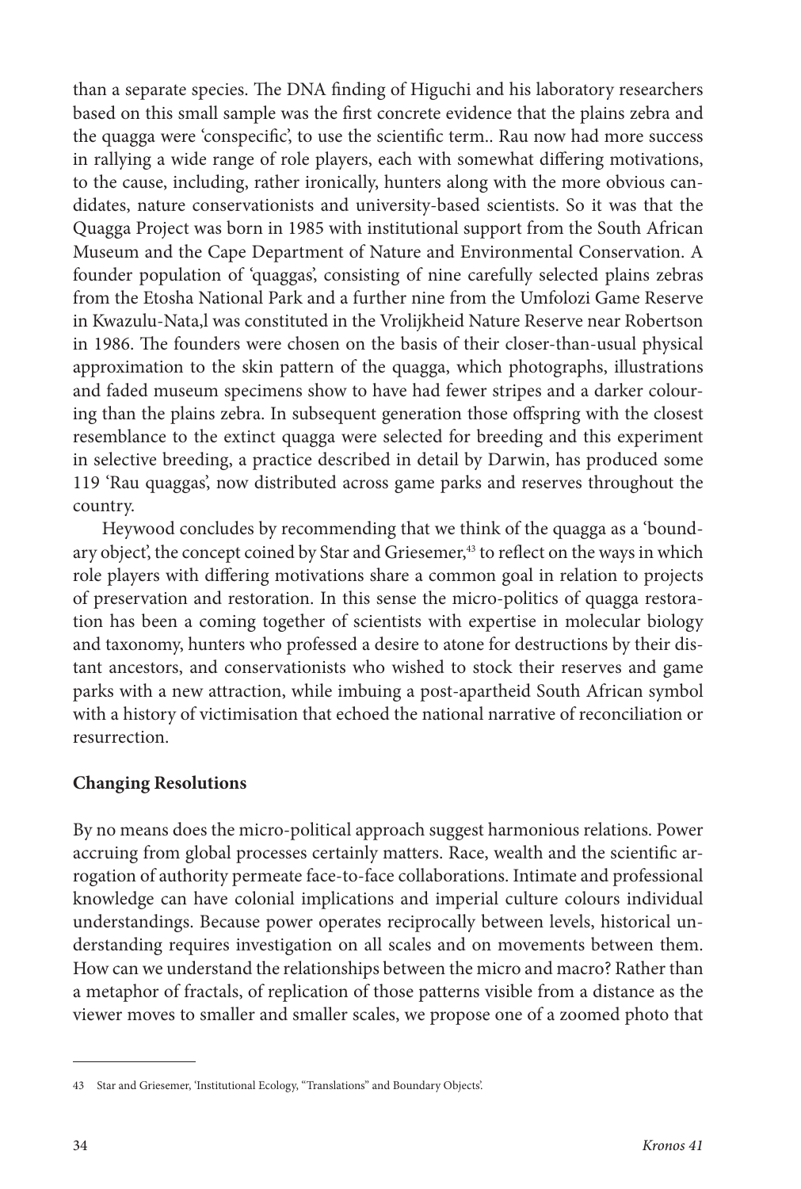than a separate species. The DNA finding of Higuchi and his laboratory researchers based on this small sample was the first concrete evidence that the plains zebra and the quagga were 'conspecific', to use the scientific term.. Rau now had more success in rallying a wide range of role players, each with somewhat differing motivations, to the cause, including, rather ironically, hunters along with the more obvious candidates, nature conservationists and university-based scientists. So it was that the Quagga Project was born in 1985 with institutional support from the South African Museum and the Cape Department of Nature and Environmental Conservation. A founder population of 'quaggas', consisting of nine carefully selected plains zebras from the Etosha National Park and a further nine from the Umfolozi Game Reserve in Kwazulu-Nata,l was constituted in the Vrolijkheid Nature Reserve near Robertson in 1986. The founders were chosen on the basis of their closer-than-usual physical approximation to the skin pattern of the quagga, which photographs, illustrations and faded museum specimens show to have had fewer stripes and a darker colouring than the plains zebra. In subsequent generation those offspring with the closest resemblance to the extinct quagga were selected for breeding and this experiment in selective breeding, a practice described in detail by Darwin, has produced some 119 'Rau quaggas', now distributed across game parks and reserves throughout the country.

Heywood concludes by recommending that we think of the quagga as a 'boundary object', the concept coined by Star and Griesemer,[43] to reflect on the ways in which role players with differing motivations share a common goal in relation to projects of preservation and restoration. In this sense the micro-politics of quagga restoration has been a coming together of scientists with expertise in molecular biology and taxonomy, hunters who professed a desire to atone for destructions by their distant ancestors, and conservationists who wished to stock their reserves and game parks with a new attraction, while imbuing a post-apartheid South African symbol with a history of victimisation that echoed the national narrative of reconciliation or resurrection.

## Changing Resolutions

By no means does the micro-political approach suggest harmonious relations. Power accruing from global processes certainly matters. Race, wealth and the scientific arrogation of authority permeate face-to-face collaborations. Intimate and professional knowledge can have colonial implications and imperial culture colours individual understandings. Because power operates reciprocally between levels, historical understanding requires investigation on all scales and on movements between them. How can we understand the relationships between the micro and macro? Rather than a metaphor of fractals, of replication of those patterns visible from a distance as the viewer moves to smaller and smaller scales, we propose one of a zoomed photo that

---

43 Star and Griesemer, 'Institutional Ecology, "Translations" and Boundary Objects'.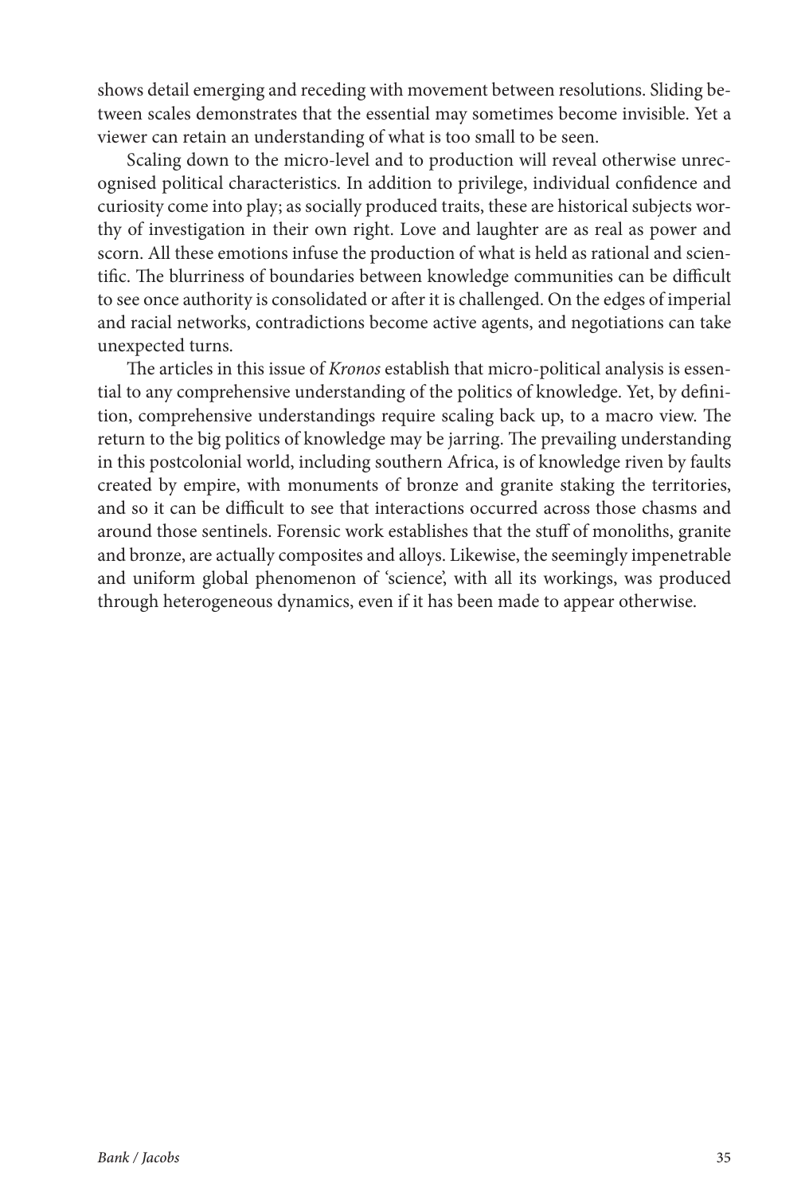shows detail emerging and receding with movement between resolutions. Sliding between scales demonstrates that the essential may sometimes become invisible. Yet a viewer can retain an understanding of what is too small to be seen.

Scaling down to the micro-level and to production will reveal otherwise unrecognised political characteristics. In addition to privilege, individual confidence and curiosity come into play; as socially produced traits, these are historical subjects worthy of investigation in their own right. Love and laughter are as real as power and scorn. All these emotions infuse the production of what is held as rational and scientific. The blurriness of boundaries between knowledge communities can be difficult to see once authority is consolidated or after it is challenged. On the edges of imperial and racial networks, contradictions become active agents, and negotiations can take unexpected turns.

The articles in this issue of *Kronos* establish that micro-political analysis is essential to any comprehensive understanding of the politics of knowledge. Yet, by definition, comprehensive understandings require scaling back up, to a macro view. The return to the big politics of knowledge may be jarring. The prevailing understanding in this postcolonial world, including southern Africa, is of knowledge riven by faults created by empire, with monuments of bronze and granite staking the territories, and so it can be difficult to see that interactions occurred across those chasms and around those sentinels. Forensic work establishes that the stuff of monoliths, granite and bronze, are actually composites and alloys. Likewise, the seemingly impenetrable and uniform global phenomenon of 'science', with all its workings, was produced through heterogeneous dynamics, even if it has been made to appear otherwise.